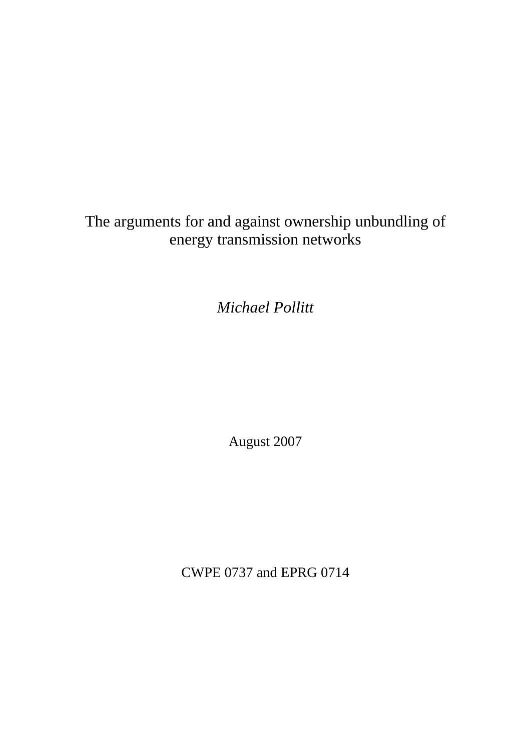# The arguments for and against ownership unbundling of energy transmission networks

*Michael Pollitt*

August 2007

CWPE 0737 and EPRG 0714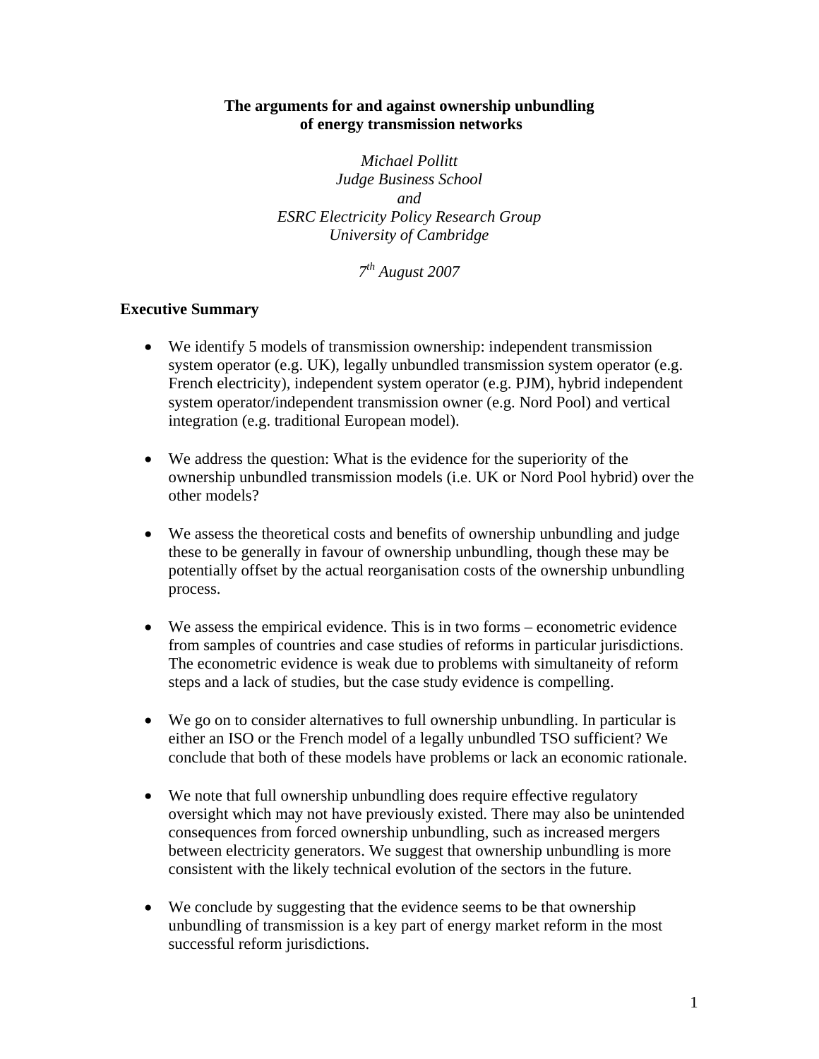**The arguments for and against ownership unbundling of energy transmission networks**

*Michael Pollitt*
*Judge Business School*
*and*
*ESRC Electricity Policy Research Group*
*University of Cambridge*

*7th August 2007*

## Executive Summary

- We identify 5 models of transmission ownership: independent transmission system operator (e.g. UK), legally unbundled transmission system operator (e.g. French electricity), independent system operator (e.g. PJM), hybrid independent system operator/independent transmission owner (e.g. Nord Pool) and vertical integration (e.g. traditional European model).
- We address the question: What is the evidence for the superiority of the ownership unbundled transmission models (i.e. UK or Nord Pool hybrid) over the other models?
- We assess the theoretical costs and benefits of ownership unbundling and judge these to be generally in favour of ownership unbundling, though these may be potentially offset by the actual reorganisation costs of the ownership unbundling process.
- We assess the empirical evidence. This is in two forms – econometric evidence from samples of countries and case studies of reforms in particular jurisdictions. The econometric evidence is weak due to problems with simultaneity of reform steps and a lack of studies, but the case study evidence is compelling.
- We go on to consider alternatives to full ownership unbundling. In particular is either an ISO or the French model of a legally unbundled TSO sufficient? We conclude that both of these models have problems or lack an economic rationale.
- We note that full ownership unbundling does require effective regulatory oversight which may not have previously existed. There may also be unintended consequences from forced ownership unbundling, such as increased mergers between electricity generators. We suggest that ownership unbundling is more consistent with the likely technical evolution of the sectors in the future.
- We conclude by suggesting that the evidence seems to be that ownership unbundling of transmission is a key part of energy market reform in the most successful reform jurisdictions.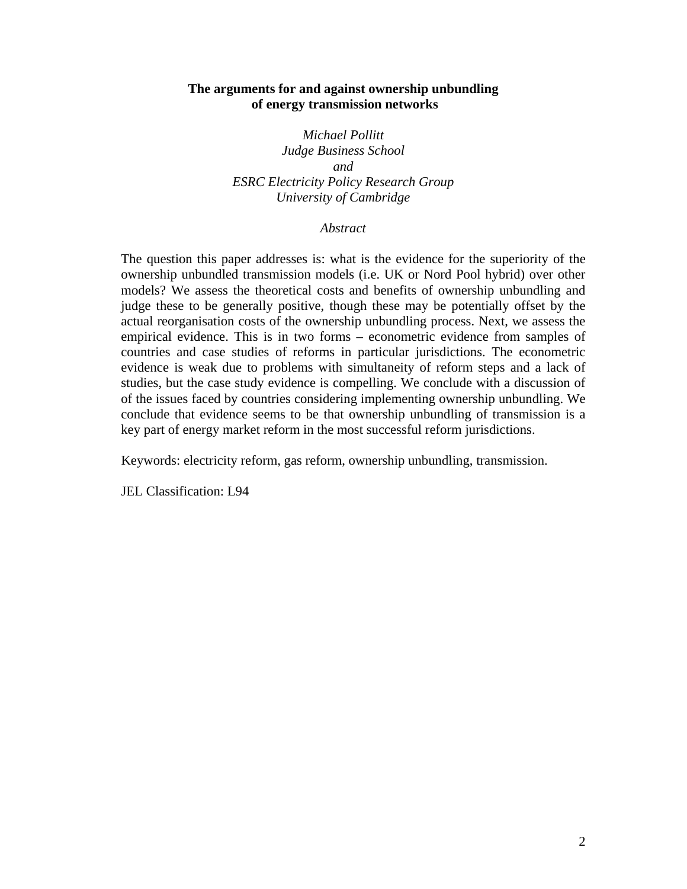**The arguments for and against ownership unbundling of energy transmission networks**

*Michael Pollitt*
*Judge Business School*
*and*
*ESRC Electricity Policy Research Group*
*University of Cambridge*

*Abstract*

The question this paper addresses is: what is the evidence for the superiority of the ownership unbundled transmission models (i.e. UK or Nord Pool hybrid) over other models? We assess the theoretical costs and benefits of ownership unbundling and judge these to be generally positive, though these may be potentially offset by the actual reorganisation costs of the ownership unbundling process. Next, we assess the empirical evidence. This is in two forms – econometric evidence from samples of countries and case studies of reforms in particular jurisdictions. The econometric evidence is weak due to problems with simultaneity of reform steps and a lack of studies, but the case study evidence is compelling. We conclude with a discussion of of the issues faced by countries considering implementing ownership unbundling. We conclude that evidence seems to be that ownership unbundling of transmission is a key part of energy market reform in the most successful reform jurisdictions.

Keywords: electricity reform, gas reform, ownership unbundling, transmission.

JEL Classification: L94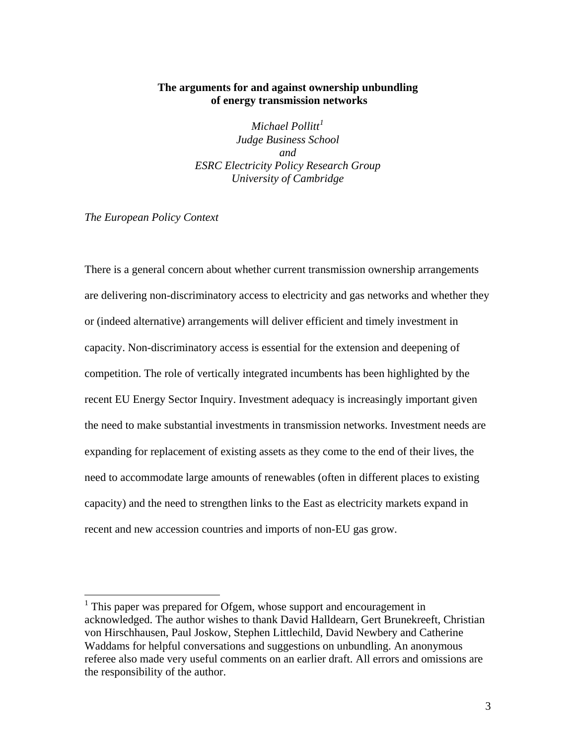# The arguments for and against ownership unbundling of energy transmission networks

*Michael Pollitt*[1]
*Judge Business School*
*and*
*ESRC Electricity Policy Research Group*
*University of Cambridge*

*The European Policy Context*

There is a general concern about whether current transmission ownership arrangements are delivering non-discriminatory access to electricity and gas networks and whether they or (indeed alternative) arrangements will deliver efficient and timely investment in capacity. Non-discriminatory access is essential for the extension and deepening of competition. The role of vertically integrated incumbents has been highlighted by the recent EU Energy Sector Inquiry. Investment adequacy is increasingly important given the need to make substantial investments in transmission networks. Investment needs are expanding for replacement of existing assets as they come to the end of their lives, the need to accommodate large amounts of renewables (often in different places to existing capacity) and the need to strengthen links to the East as electricity markets expand in recent and new accession countries and imports of non-EU gas grow.

---

[1] This paper was prepared for Ofgem, whose support and encouragement in acknowledged. The author wishes to thank David Halldearn, Gert Brunekreeft, Christian von Hirschhausen, Paul Joskow, Stephen Littlechild, David Newbery and Catherine Waddams for helpful conversations and suggestions on unbundling. An anonymous referee also made very useful comments on an earlier draft. All errors and omissions are the responsibility of the author.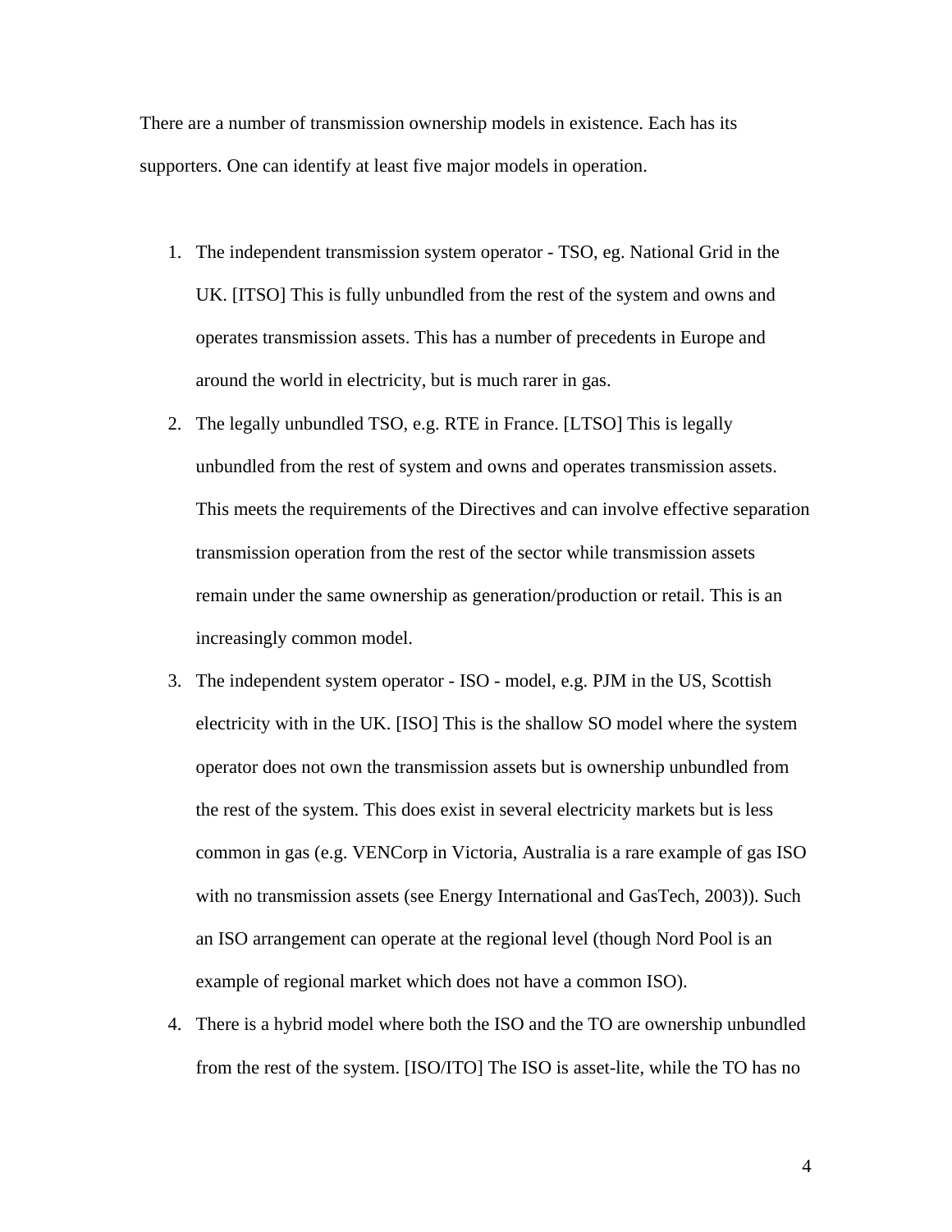There are a number of transmission ownership models in existence. Each has its supporters. One can identify at least five major models in operation.

1. The independent transmission system operator - TSO, eg. National Grid in the UK. [ITSO] This is fully unbundled from the rest of the system and owns and operates transmission assets. This has a number of precedents in Europe and around the world in electricity, but is much rarer in gas.
2. The legally unbundled TSO, e.g. RTE in France. [LTSO] This is legally unbundled from the rest of system and owns and operates transmission assets. This meets the requirements of the Directives and can involve effective separation transmission operation from the rest of the sector while transmission assets remain under the same ownership as generation/production or retail. This is an increasingly common model.
3. The independent system operator - ISO - model, e.g. PJM in the US, Scottish electricity with in the UK. [ISO] This is the shallow SO model where the system operator does not own the transmission assets but is ownership unbundled from the rest of the system. This does exist in several electricity markets but is less common in gas (e.g. VENCorp in Victoria, Australia is a rare example of gas ISO with no transmission assets (see Energy International and GasTech, 2003)). Such an ISO arrangement can operate at the regional level (though Nord Pool is an example of regional market which does not have a common ISO).
4. There is a hybrid model where both the ISO and the TO are ownership unbundled from the rest of the system. [ISO/ITO] The ISO is asset-lite, while the TO has no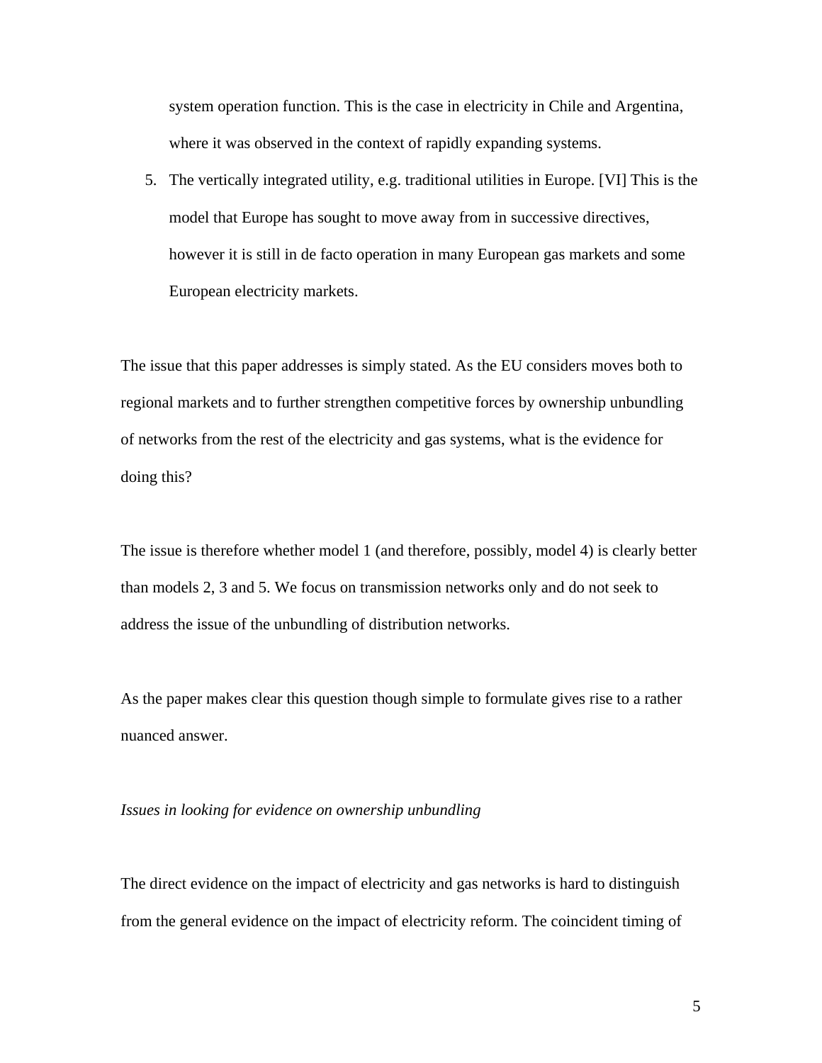system operation function. This is the case in electricity in Chile and Argentina, where it was observed in the context of rapidly expanding systems.

5. The vertically integrated utility, e.g. traditional utilities in Europe. [VI] This is the model that Europe has sought to move away from in successive directives, however it is still in de facto operation in many European gas markets and some European electricity markets.

The issue that this paper addresses is simply stated. As the EU considers moves both to regional markets and to further strengthen competitive forces by ownership unbundling of networks from the rest of the electricity and gas systems, what is the evidence for doing this?

The issue is therefore whether model 1 (and therefore, possibly, model 4) is clearly better than models 2, 3 and 5. We focus on transmission networks only and do not seek to address the issue of the unbundling of distribution networks.

As the paper makes clear this question though simple to formulate gives rise to a rather nuanced answer.

*Issues in looking for evidence on ownership unbundling*

The direct evidence on the impact of electricity and gas networks is hard to distinguish from the general evidence on the impact of electricity reform. The coincident timing of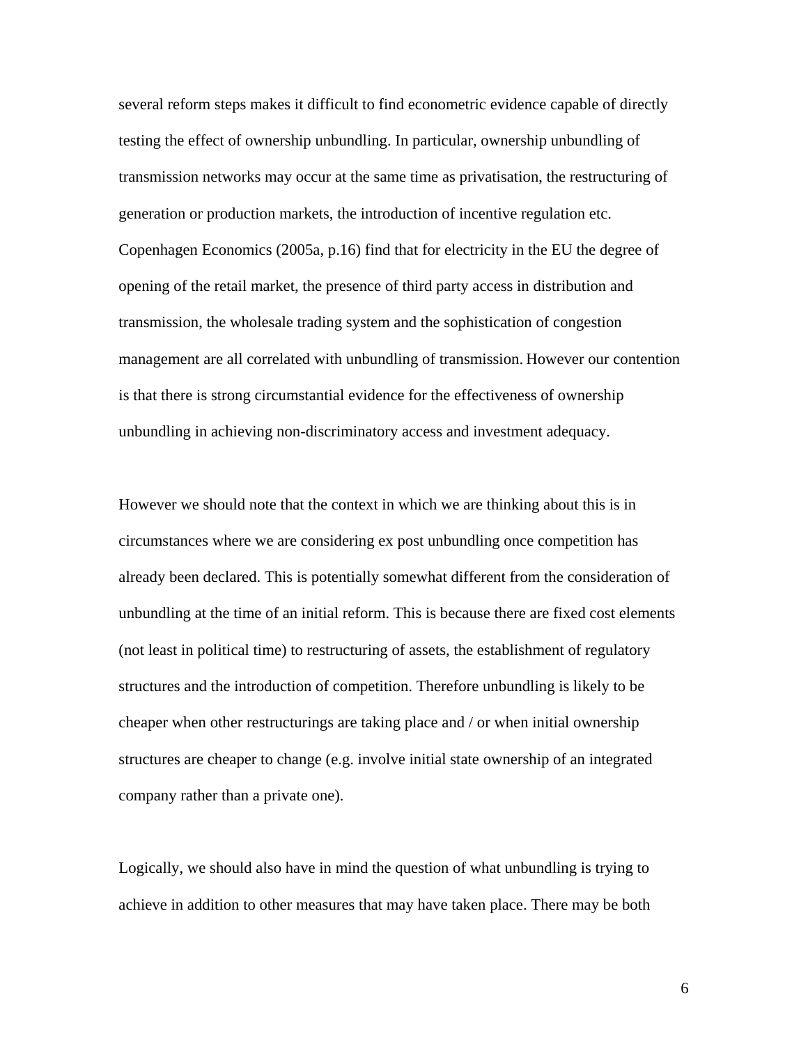several reform steps makes it difficult to find econometric evidence capable of directly testing the effect of ownership unbundling. In particular, ownership unbundling of transmission networks may occur at the same time as privatisation, the restructuring of generation or production markets, the introduction of incentive regulation etc. Copenhagen Economics (2005a, p.16) find that for electricity in the EU the degree of opening of the retail market, the presence of third party access in distribution and transmission, the wholesale trading system and the sophistication of congestion management are all correlated with unbundling of transmission. However our contention is that there is strong circumstantial evidence for the effectiveness of ownership unbundling in achieving non-discriminatory access and investment adequacy.

However we should note that the context in which we are thinking about this is in circumstances where we are considering ex post unbundling once competition has already been declared. This is potentially somewhat different from the consideration of unbundling at the time of an initial reform. This is because there are fixed cost elements (not least in political time) to restructuring of assets, the establishment of regulatory structures and the introduction of competition. Therefore unbundling is likely to be cheaper when other restructurings are taking place and / or when initial ownership structures are cheaper to change (e.g. involve initial state ownership of an integrated company rather than a private one).

Logically, we should also have in mind the question of what unbundling is trying to achieve in addition to other measures that may have taken place. There may be both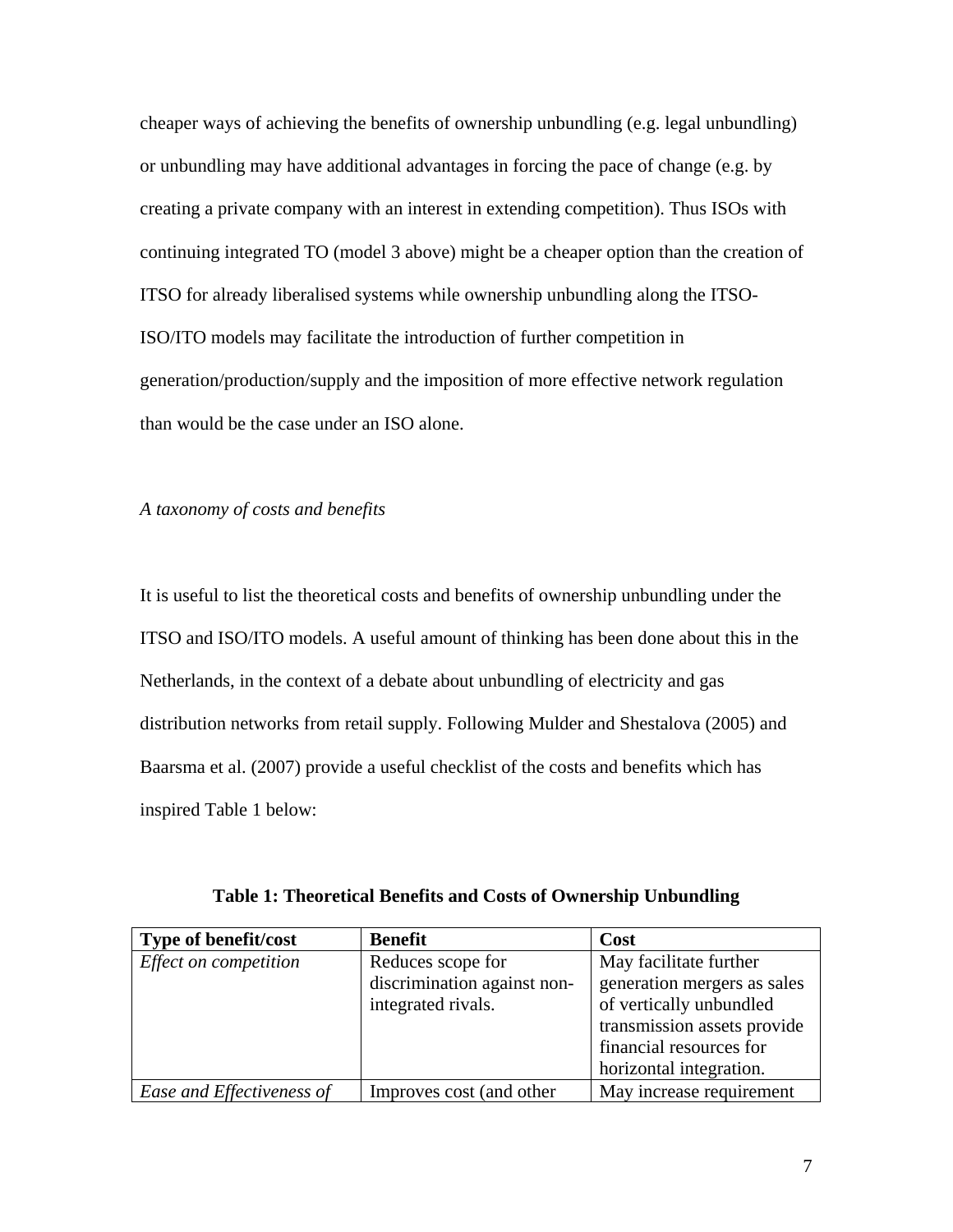cheaper ways of achieving the benefits of ownership unbundling (e.g. legal unbundling) or unbundling may have additional advantages in forcing the pace of change (e.g. by creating a private company with an interest in extending competition). Thus ISOs with continuing integrated TO (model 3 above) might be a cheaper option than the creation of ITSO for already liberalised systems while ownership unbundling along the ITSO-ISO/ITO models may facilitate the introduction of further competition in generation/production/supply and the imposition of more effective network regulation than would be the case under an ISO alone.

*A taxonomy of costs and benefits*

It is useful to list the theoretical costs and benefits of ownership unbundling under the ITSO and ISO/ITO models. A useful amount of thinking has been done about this in the Netherlands, in the context of a debate about unbundling of electricity and gas distribution networks from retail supply. Following Mulder and Shestalova (2005) and Baarsma et al. (2007) provide a useful checklist of the costs and benefits which has inspired Table 1 below:

**Table 1: Theoretical Benefits and Costs of Ownership Unbundling**

| Type of benefit/cost | Benefit | Cost |
|---|---|---|
| *Effect on competition* | Reduces scope for discrimination against non-integrated rivals. | May facilitate further generation mergers as sales of vertically unbundled transmission assets provide financial resources for horizontal integration. |
| *Ease and Effectiveness of* | Improves cost (and other | May increase requirement |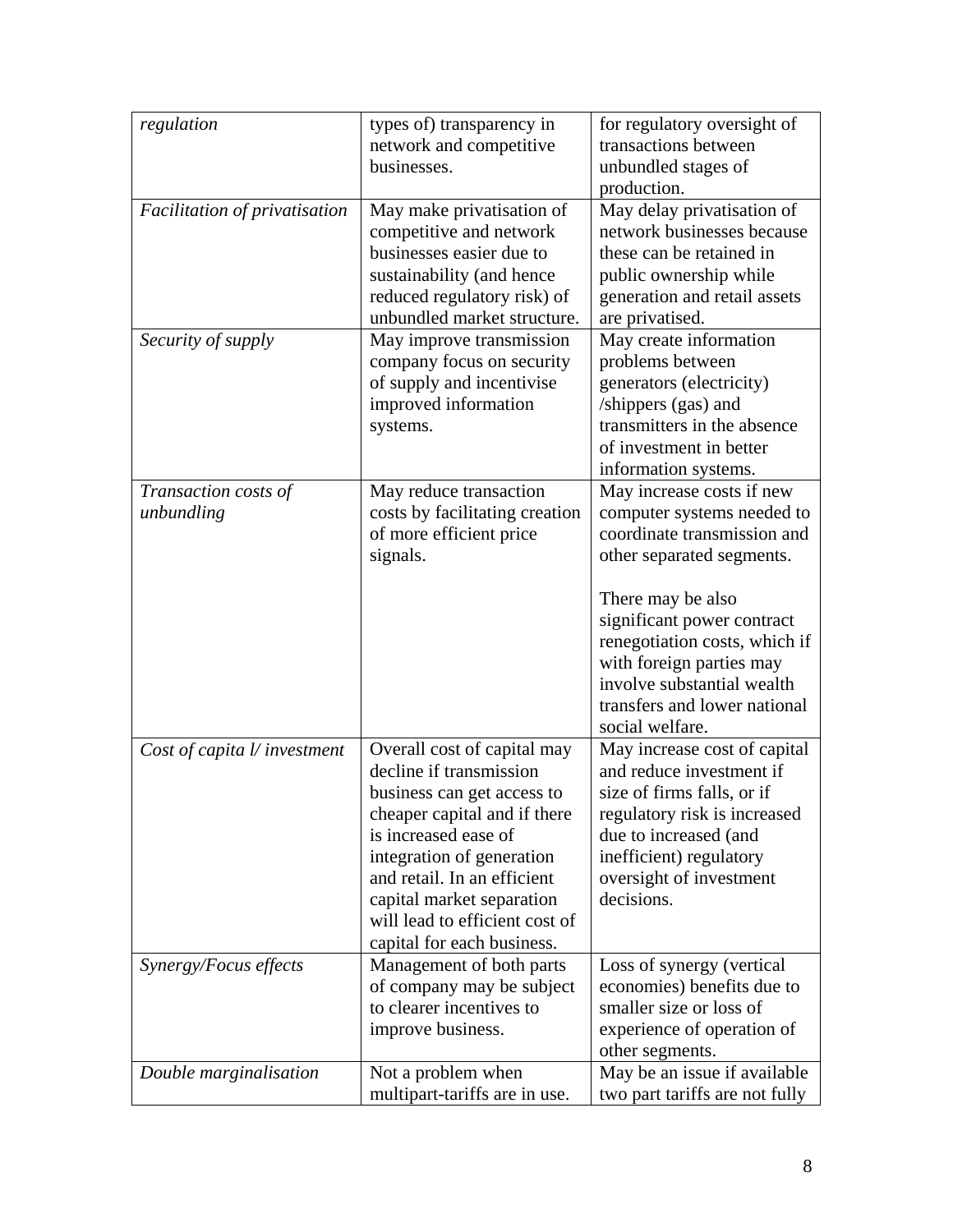| | | |
|---|---|---|
| *regulation* | types of) transparency in network and competitive businesses. | for regulatory oversight of transactions between unbundled stages of production. |
| *Facilitation of privatisation* | May make privatisation of competitive and network businesses easier due to sustainability (and hence reduced regulatory risk) of unbundled market structure. | May delay privatisation of network businesses because these can be retained in public ownership while generation and retail assets are privatised. |
| *Security of supply* | May improve transmission company focus on security of supply and incentivise improved information systems. | May create information problems between generators (electricity) /shippers (gas) and transmitters in the absence of investment in better information systems. |
| *Transaction costs of unbundling* | May reduce transaction costs by facilitating creation of more efficient price signals. | May increase costs if new computer systems needed to coordinate transmission and other separated segments.<br><br>There may be also significant power contract renegotiation costs, which if with foreign parties may involve substantial wealth transfers and lower national social welfare. |
| *Cost of capita l/ investment* | Overall cost of capital may decline if transmission business can get access to cheaper capital and if there is increased ease of integration of generation and retail. In an efficient capital market separation will lead to efficient cost of capital for each business. | May increase cost of capital and reduce investment if size of firms falls, or if regulatory risk is increased due to increased (and inefficient) regulatory oversight of investment decisions. |
| *Synergy/Focus effects* | Management of both parts of company may be subject to clearer incentives to improve business. | Loss of synergy (vertical economies) benefits due to smaller size or loss of experience of operation of other segments. |
| *Double marginalisation* | Not a problem when multipart-tariffs are in use. | May be an issue if available two part tariffs are not fully |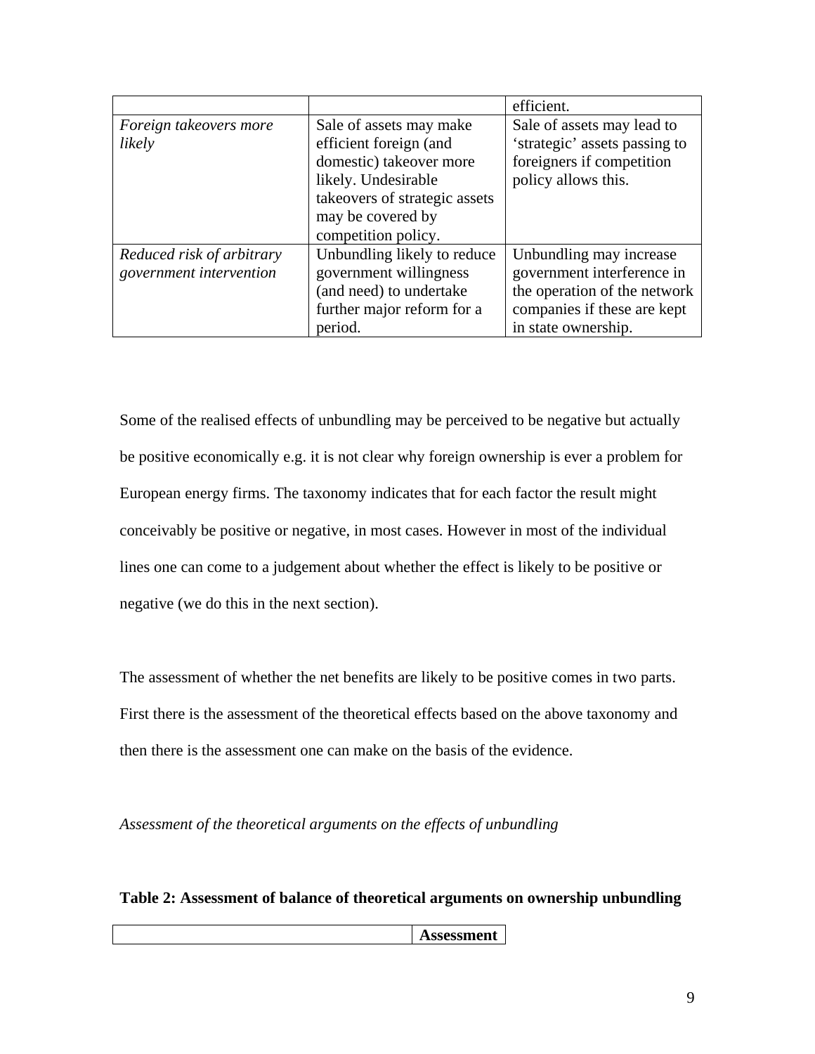| | | efficient. |
|---|---|---|
| *Foreign takeovers more likely* | Sale of assets may make efficient foreign (and domestic) takeover more likely. Undesirable takeovers of strategic assets may be covered by competition policy. | Sale of assets may lead to 'strategic' assets passing to foreigners if competition policy allows this. |
| *Reduced risk of arbitrary government intervention* | Unbundling likely to reduce government willingness (and need) to undertake further major reform for a period. | Unbundling may increase government interference in the operation of the network companies if these are kept in state ownership. |

Some of the realised effects of unbundling may be perceived to be negative but actually be positive economically e.g. it is not clear why foreign ownership is ever a problem for European energy firms. The taxonomy indicates that for each factor the result might conceivably be positive or negative, in most cases. However in most of the individual lines one can come to a judgement about whether the effect is likely to be positive or negative (we do this in the next section).

The assessment of whether the net benefits are likely to be positive comes in two parts. First there is the assessment of the theoretical effects based on the above taxonomy and then there is the assessment one can make on the basis of the evidence.

*Assessment of the theoretical arguments on the effects of unbundling*

**Table 2: Assessment of balance of theoretical arguments on ownership unbundling**

| | **Assessment** |
|---|---|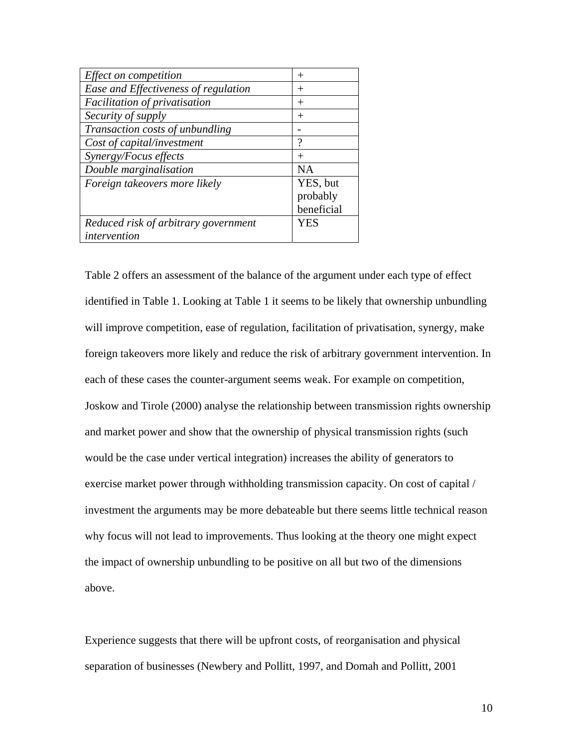| *Effect on competition* | + |
|---|---|
| *Ease and Effectiveness of regulation* | + |
| *Facilitation of privatisation* | + |
| *Security of supply* | + |
| *Transaction costs of unbundling* | - |
| *Cost of capital/investment* | ? |
| *Synergy/Focus effects* | + |
| *Double marginalisation* | NA |
| *Foreign takeovers more likely* | YES, but probably beneficial |
| *Reduced risk of arbitrary government intervention* | YES |

Table 2 offers an assessment of the balance of the argument under each type of effect identified in Table 1. Looking at Table 1 it seems to be likely that ownership unbundling will improve competition, ease of regulation, facilitation of privatisation, synergy, make foreign takeovers more likely and reduce the risk of arbitrary government intervention. In each of these cases the counter-argument seems weak. For example on competition, Joskow and Tirole (2000) analyse the relationship between transmission rights ownership and market power and show that the ownership of physical transmission rights (such would be the case under vertical integration) increases the ability of generators to exercise market power through withholding transmission capacity. On cost of capital / investment the arguments may be more debateable but there seems little technical reason why focus will not lead to improvements. Thus looking at the theory one might expect the impact of ownership unbundling to be positive on all but two of the dimensions above.

Experience suggests that there will be upfront costs, of reorganisation and physical separation of businesses (Newbery and Pollitt, 1997, and Domah and Pollitt, 2001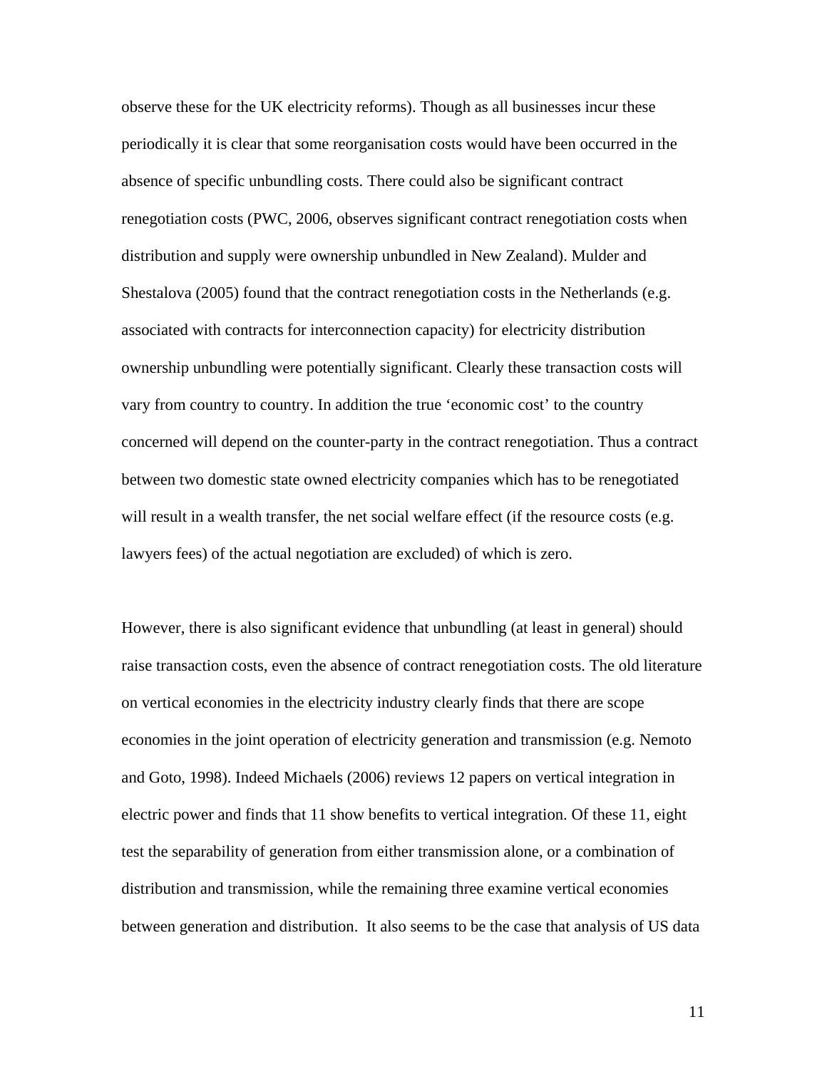observe these for the UK electricity reforms). Though as all businesses incur these periodically it is clear that some reorganisation costs would have been occurred in the absence of specific unbundling costs. There could also be significant contract renegotiation costs (PWC, 2006, observes significant contract renegotiation costs when distribution and supply were ownership unbundled in New Zealand). Mulder and Shestalova (2005) found that the contract renegotiation costs in the Netherlands (e.g. associated with contracts for interconnection capacity) for electricity distribution ownership unbundling were potentially significant. Clearly these transaction costs will vary from country to country. In addition the true 'economic cost' to the country concerned will depend on the counter-party in the contract renegotiation. Thus a contract between two domestic state owned electricity companies which has to be renegotiated will result in a wealth transfer, the net social welfare effect (if the resource costs (e.g. lawyers fees) of the actual negotiation are excluded) of which is zero.

However, there is also significant evidence that unbundling (at least in general) should raise transaction costs, even the absence of contract renegotiation costs. The old literature on vertical economies in the electricity industry clearly finds that there are scope economies in the joint operation of electricity generation and transmission (e.g. Nemoto and Goto, 1998). Indeed Michaels (2006) reviews 12 papers on vertical integration in electric power and finds that 11 show benefits to vertical integration. Of these 11, eight test the separability of generation from either transmission alone, or a combination of distribution and transmission, while the remaining three examine vertical economies between generation and distribution. It also seems to be the case that analysis of US data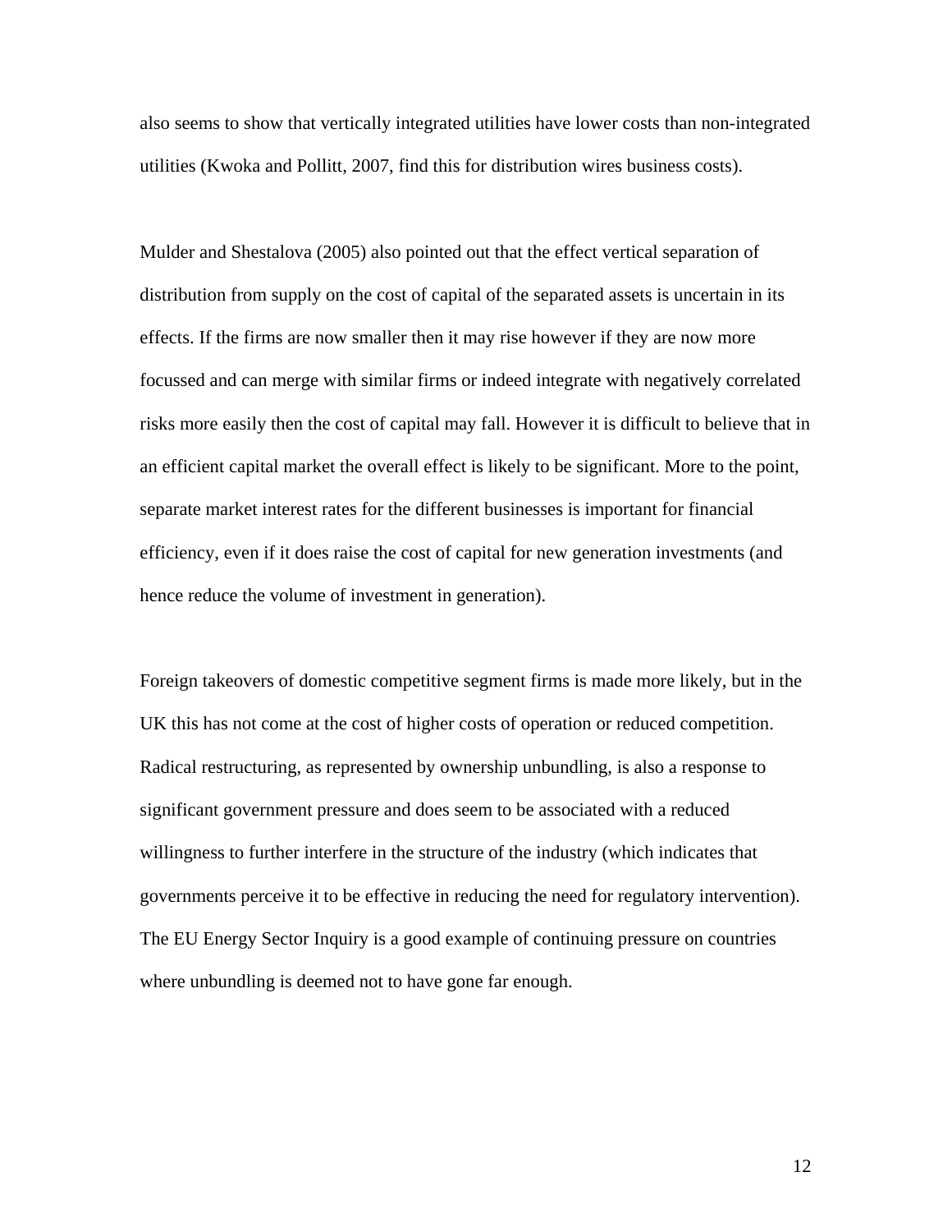also seems to show that vertically integrated utilities have lower costs than non-integrated utilities (Kwoka and Pollitt, 2007, find this for distribution wires business costs).

Mulder and Shestalova (2005) also pointed out that the effect vertical separation of distribution from supply on the cost of capital of the separated assets is uncertain in its effects. If the firms are now smaller then it may rise however if they are now more focussed and can merge with similar firms or indeed integrate with negatively correlated risks more easily then the cost of capital may fall. However it is difficult to believe that in an efficient capital market the overall effect is likely to be significant. More to the point, separate market interest rates for the different businesses is important for financial efficiency, even if it does raise the cost of capital for new generation investments (and hence reduce the volume of investment in generation).

Foreign takeovers of domestic competitive segment firms is made more likely, but in the UK this has not come at the cost of higher costs of operation or reduced competition. Radical restructuring, as represented by ownership unbundling, is also a response to significant government pressure and does seem to be associated with a reduced willingness to further interfere in the structure of the industry (which indicates that governments perceive it to be effective in reducing the need for regulatory intervention). The EU Energy Sector Inquiry is a good example of continuing pressure on countries where unbundling is deemed not to have gone far enough.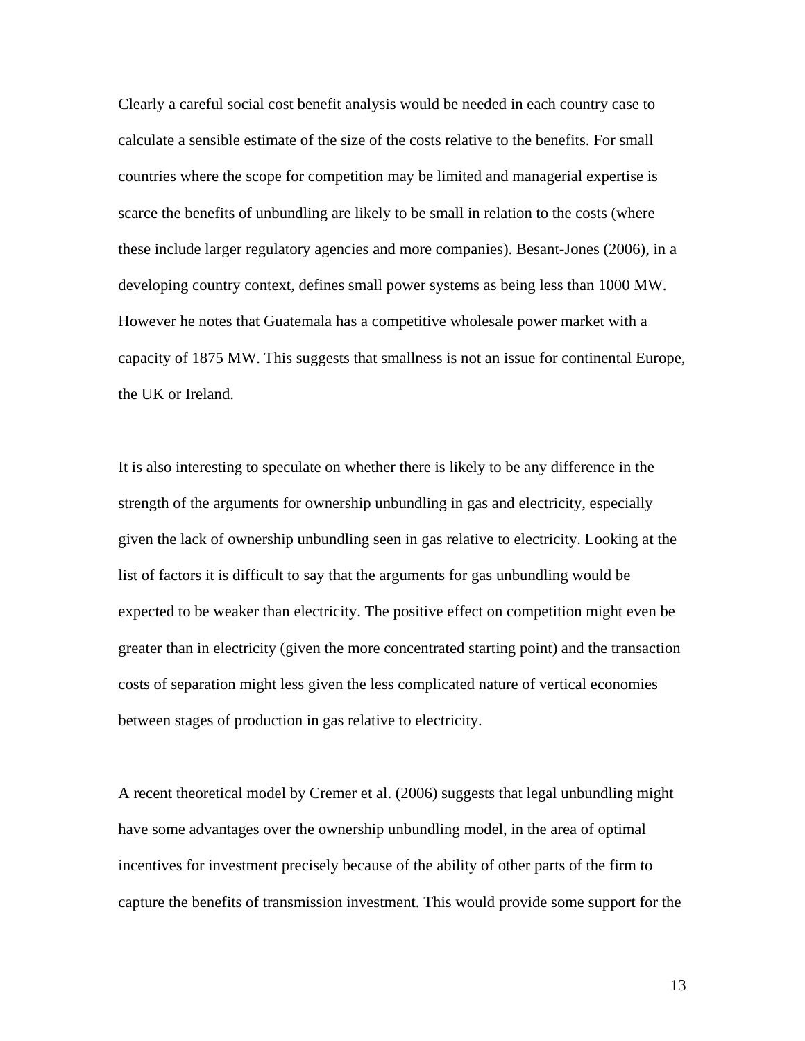Clearly a careful social cost benefit analysis would be needed in each country case to calculate a sensible estimate of the size of the costs relative to the benefits. For small countries where the scope for competition may be limited and managerial expertise is scarce the benefits of unbundling are likely to be small in relation to the costs (where these include larger regulatory agencies and more companies). Besant-Jones (2006), in a developing country context, defines small power systems as being less than 1000 MW. However he notes that Guatemala has a competitive wholesale power market with a capacity of 1875 MW. This suggests that smallness is not an issue for continental Europe, the UK or Ireland.

It is also interesting to speculate on whether there is likely to be any difference in the strength of the arguments for ownership unbundling in gas and electricity, especially given the lack of ownership unbundling seen in gas relative to electricity. Looking at the list of factors it is difficult to say that the arguments for gas unbundling would be expected to be weaker than electricity. The positive effect on competition might even be greater than in electricity (given the more concentrated starting point) and the transaction costs of separation might less given the less complicated nature of vertical economies between stages of production in gas relative to electricity.

A recent theoretical model by Cremer et al. (2006) suggests that legal unbundling might have some advantages over the ownership unbundling model, in the area of optimal incentives for investment precisely because of the ability of other parts of the firm to capture the benefits of transmission investment. This would provide some support for the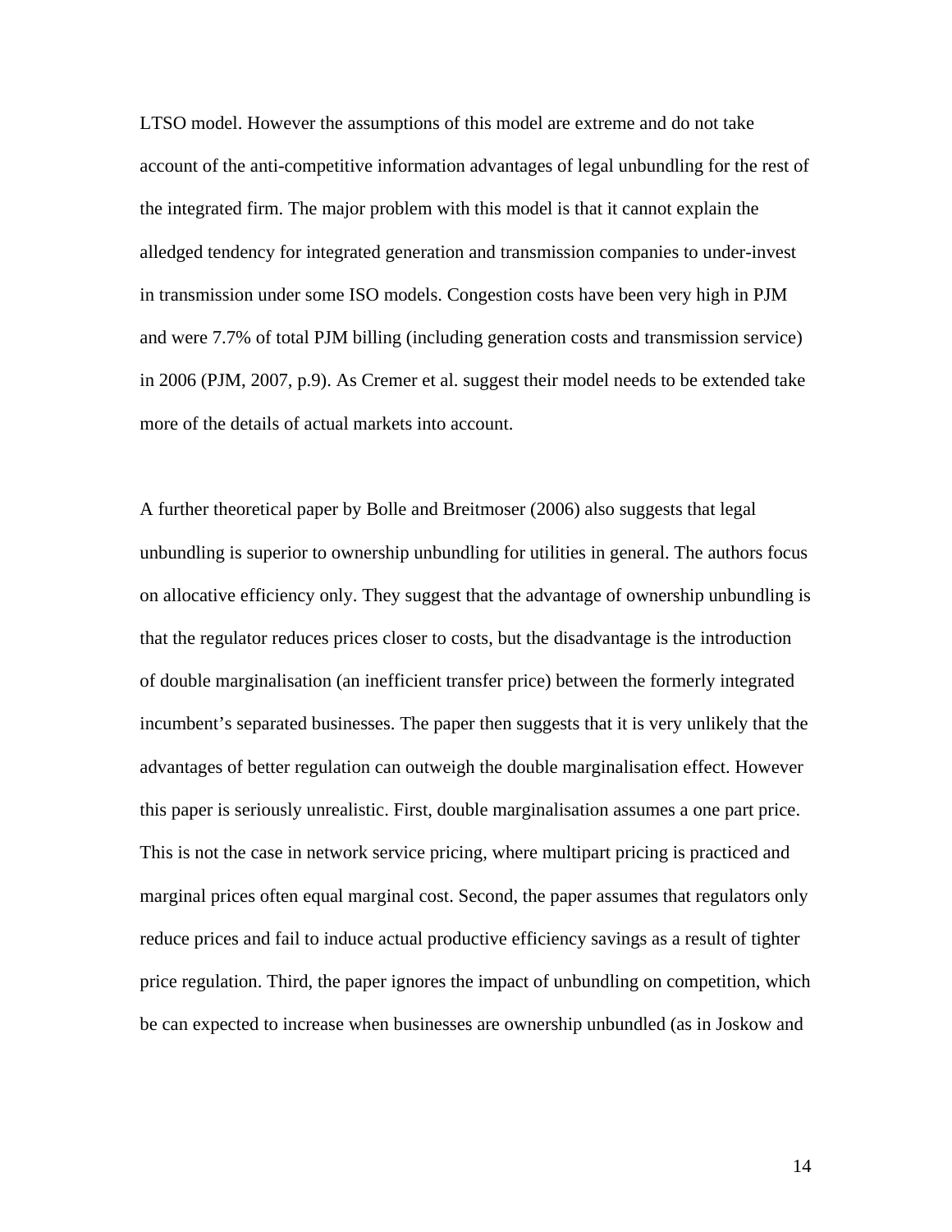LTSO model. However the assumptions of this model are extreme and do not take account of the anti-competitive information advantages of legal unbundling for the rest of the integrated firm. The major problem with this model is that it cannot explain the alledged tendency for integrated generation and transmission companies to under-invest in transmission under some ISO models. Congestion costs have been very high in PJM and were 7.7% of total PJM billing (including generation costs and transmission service) in 2006 (PJM, 2007, p.9). As Cremer et al. suggest their model needs to be extended take more of the details of actual markets into account.

A further theoretical paper by Bolle and Breitmoser (2006) also suggests that legal unbundling is superior to ownership unbundling for utilities in general. The authors focus on allocative efficiency only. They suggest that the advantage of ownership unbundling is that the regulator reduces prices closer to costs, but the disadvantage is the introduction of double marginalisation (an inefficient transfer price) between the formerly integrated incumbent's separated businesses. The paper then suggests that it is very unlikely that the advantages of better regulation can outweigh the double marginalisation effect. However this paper is seriously unrealistic. First, double marginalisation assumes a one part price. This is not the case in network service pricing, where multipart pricing is practiced and marginal prices often equal marginal cost. Second, the paper assumes that regulators only reduce prices and fail to induce actual productive efficiency savings as a result of tighter price regulation. Third, the paper ignores the impact of unbundling on competition, which be can expected to increase when businesses are ownership unbundled (as in Joskow and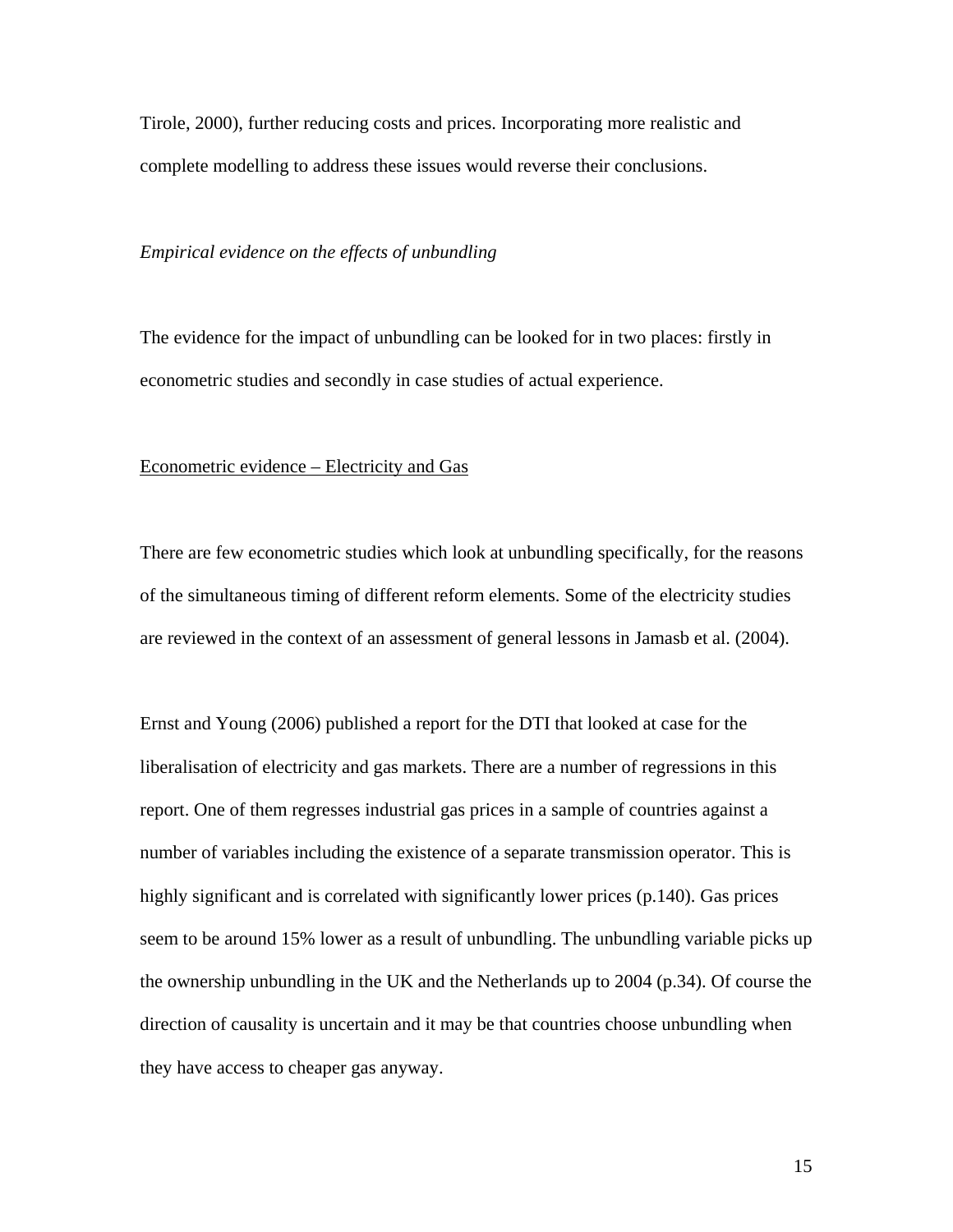Tirole, 2000), further reducing costs and prices. Incorporating more realistic and complete modelling to address these issues would reverse their conclusions.

*Empirical evidence on the effects of unbundling*

The evidence for the impact of unbundling can be looked for in two places: firstly in econometric studies and secondly in case studies of actual experience.

<u>Econometric evidence – Electricity and Gas</u>

There are few econometric studies which look at unbundling specifically, for the reasons of the simultaneous timing of different reform elements. Some of the electricity studies are reviewed in the context of an assessment of general lessons in Jamasb et al. (2004).

Ernst and Young (2006) published a report for the DTI that looked at case for the liberalisation of electricity and gas markets. There are a number of regressions in this report. One of them regresses industrial gas prices in a sample of countries against a number of variables including the existence of a separate transmission operator. This is highly significant and is correlated with significantly lower prices (p.140). Gas prices seem to be around 15% lower as a result of unbundling. The unbundling variable picks up the ownership unbundling in the UK and the Netherlands up to 2004 (p.34). Of course the direction of causality is uncertain and it may be that countries choose unbundling when they have access to cheaper gas anyway.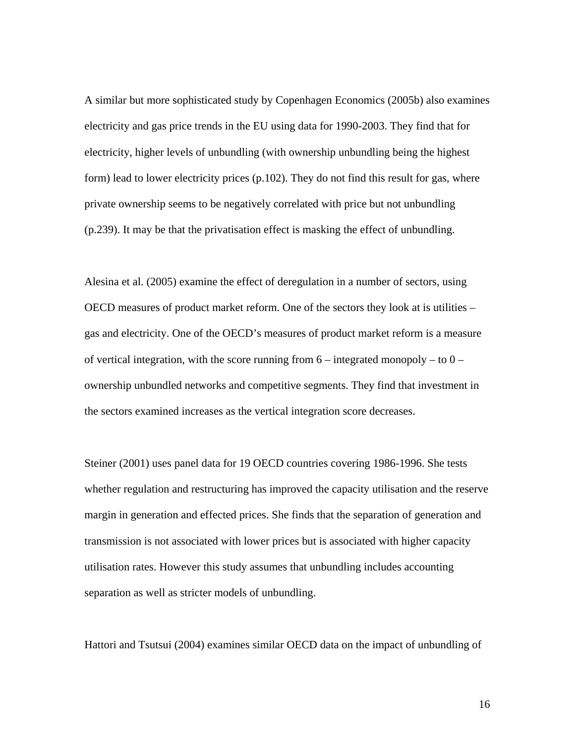A similar but more sophisticated study by Copenhagen Economics (2005b) also examines electricity and gas price trends in the EU using data for 1990-2003. They find that for electricity, higher levels of unbundling (with ownership unbundling being the highest form) lead to lower electricity prices (p.102). They do not find this result for gas, where private ownership seems to be negatively correlated with price but not unbundling (p.239). It may be that the privatisation effect is masking the effect of unbundling.

Alesina et al. (2005) examine the effect of deregulation in a number of sectors, using OECD measures of product market reform. One of the sectors they look at is utilities – gas and electricity. One of the OECD's measures of product market reform is a measure of vertical integration, with the score running from 6 – integrated monopoly – to 0 – ownership unbundled networks and competitive segments. They find that investment in the sectors examined increases as the vertical integration score decreases.

Steiner (2001) uses panel data for 19 OECD countries covering 1986-1996. She tests whether regulation and restructuring has improved the capacity utilisation and the reserve margin in generation and effected prices. She finds that the separation of generation and transmission is not associated with lower prices but is associated with higher capacity utilisation rates. However this study assumes that unbundling includes accounting separation as well as stricter models of unbundling.

Hattori and Tsutsui (2004) examines similar OECD data on the impact of unbundling of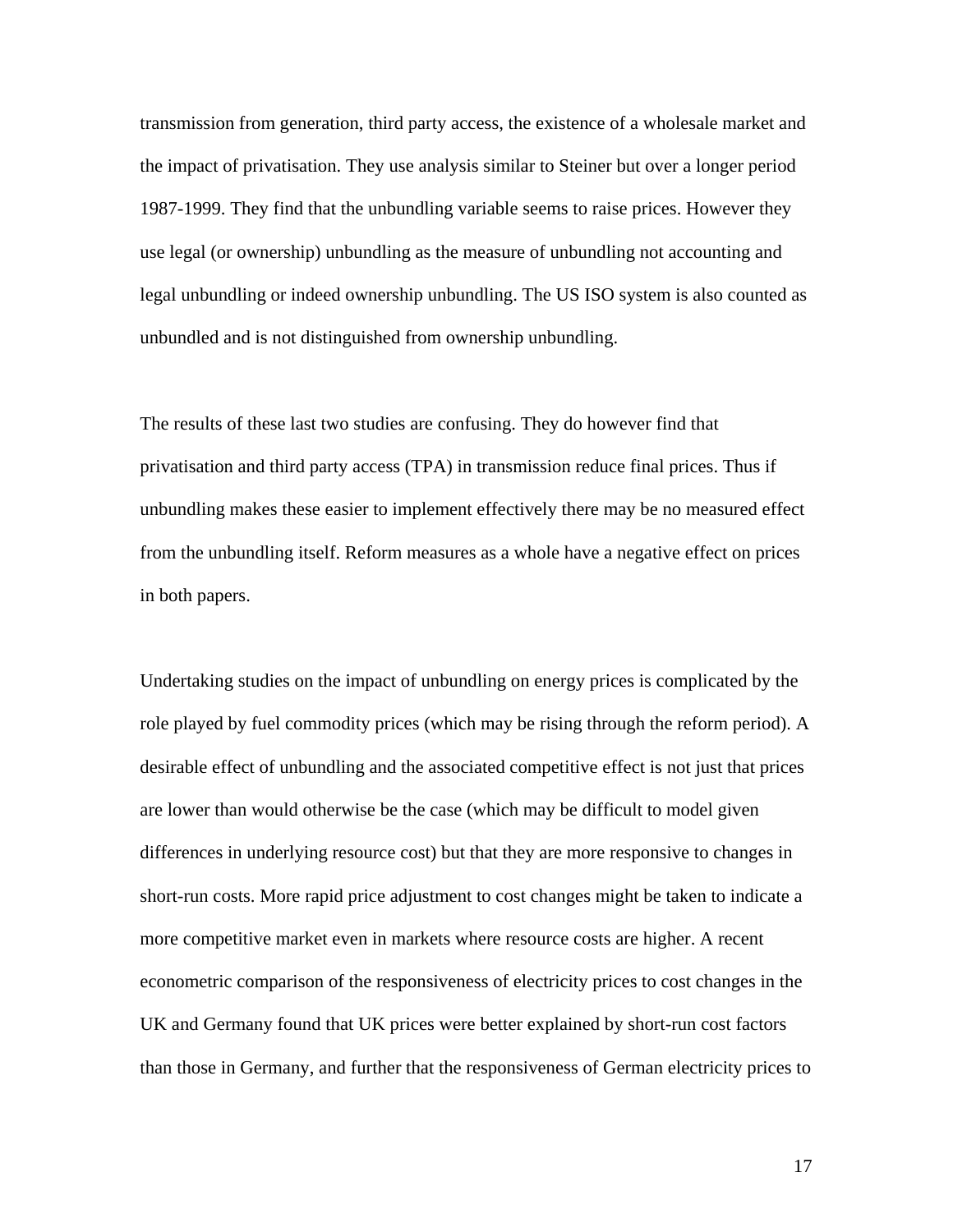transmission from generation, third party access, the existence of a wholesale market and the impact of privatisation. They use analysis similar to Steiner but over a longer period 1987-1999. They find that the unbundling variable seems to raise prices. However they use legal (or ownership) unbundling as the measure of unbundling not accounting and legal unbundling or indeed ownership unbundling. The US ISO system is also counted as unbundled and is not distinguished from ownership unbundling.

The results of these last two studies are confusing. They do however find that privatisation and third party access (TPA) in transmission reduce final prices. Thus if unbundling makes these easier to implement effectively there may be no measured effect from the unbundling itself. Reform measures as a whole have a negative effect on prices in both papers.

Undertaking studies on the impact of unbundling on energy prices is complicated by the role played by fuel commodity prices (which may be rising through the reform period). A desirable effect of unbundling and the associated competitive effect is not just that prices are lower than would otherwise be the case (which may be difficult to model given differences in underlying resource cost) but that they are more responsive to changes in short-run costs. More rapid price adjustment to cost changes might be taken to indicate a more competitive market even in markets where resource costs are higher. A recent econometric comparison of the responsiveness of electricity prices to cost changes in the UK and Germany found that UK prices were better explained by short-run cost factors than those in Germany, and further that the responsiveness of German electricity prices to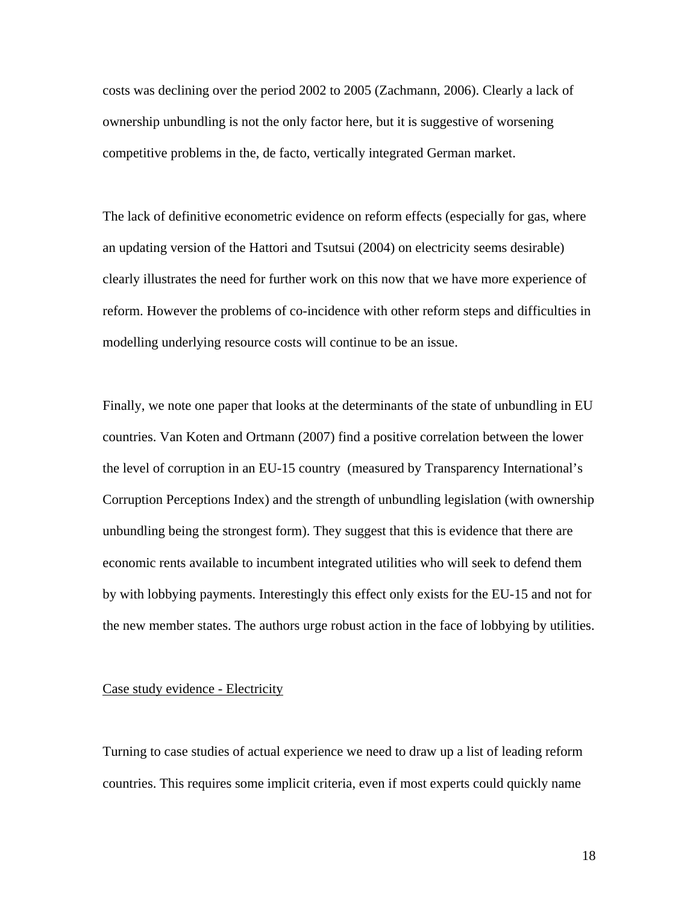costs was declining over the period 2002 to 2005 (Zachmann, 2006). Clearly a lack of ownership unbundling is not the only factor here, but it is suggestive of worsening competitive problems in the, de facto, vertically integrated German market.

The lack of definitive econometric evidence on reform effects (especially for gas, where an updating version of the Hattori and Tsutsui (2004) on electricity seems desirable) clearly illustrates the need for further work on this now that we have more experience of reform. However the problems of co-incidence with other reform steps and difficulties in modelling underlying resource costs will continue to be an issue.

Finally, we note one paper that looks at the determinants of the state of unbundling in EU countries. Van Koten and Ortmann (2007) find a positive correlation between the lower the level of corruption in an EU-15 country (measured by Transparency International's Corruption Perceptions Index) and the strength of unbundling legislation (with ownership unbundling being the strongest form). They suggest that this is evidence that there are economic rents available to incumbent integrated utilities who will seek to defend them by with lobbying payments. Interestingly this effect only exists for the EU-15 and not for the new member states. The authors urge robust action in the face of lobbying by utilities.

Case study evidence - Electricity

Turning to case studies of actual experience we need to draw up a list of leading reform countries. This requires some implicit criteria, even if most experts could quickly name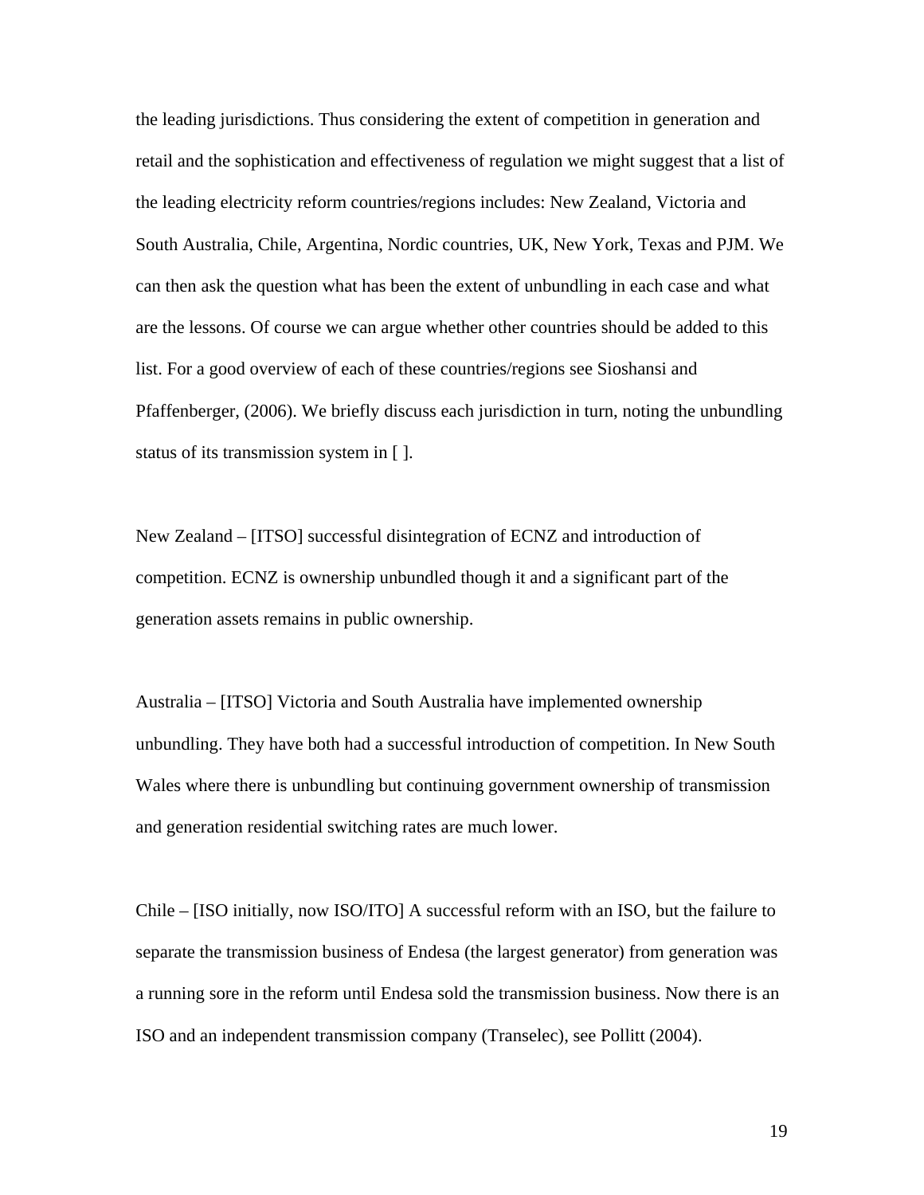the leading jurisdictions. Thus considering the extent of competition in generation and retail and the sophistication and effectiveness of regulation we might suggest that a list of the leading electricity reform countries/regions includes: New Zealand, Victoria and South Australia, Chile, Argentina, Nordic countries, UK, New York, Texas and PJM. We can then ask the question what has been the extent of unbundling in each case and what are the lessons. Of course we can argue whether other countries should be added to this list. For a good overview of each of these countries/regions see Sioshansi and Pfaffenberger, (2006). We briefly discuss each jurisdiction in turn, noting the unbundling status of its transmission system in [ ].

New Zealand – [ITSO] successful disintegration of ECNZ and introduction of competition. ECNZ is ownership unbundled though it and a significant part of the generation assets remains in public ownership.

Australia – [ITSO] Victoria and South Australia have implemented ownership unbundling. They have both had a successful introduction of competition. In New South Wales where there is unbundling but continuing government ownership of transmission and generation residential switching rates are much lower.

Chile – [ISO initially, now ISO/ITO] A successful reform with an ISO, but the failure to separate the transmission business of Endesa (the largest generator) from generation was a running sore in the reform until Endesa sold the transmission business. Now there is an ISO and an independent transmission company (Transelec), see Pollitt (2004).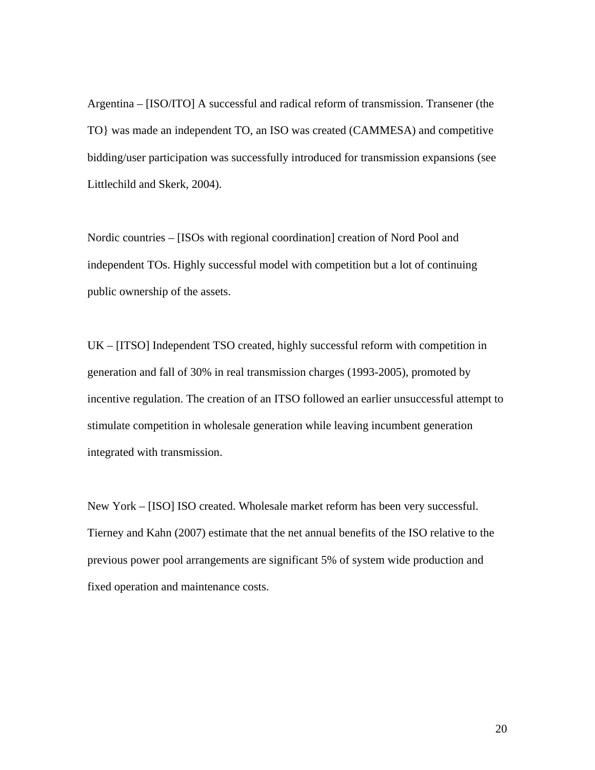Argentina – [ISO/ITO] A successful and radical reform of transmission. Transener (the TO} was made an independent TO, an ISO was created (CAMMESA) and competitive bidding/user participation was successfully introduced for transmission expansions (see Littlechild and Skerk, 2004).

Nordic countries – [ISOs with regional coordination] creation of Nord Pool and independent TOs. Highly successful model with competition but a lot of continuing public ownership of the assets.

UK – [ITSO] Independent TSO created, highly successful reform with competition in generation and fall of 30% in real transmission charges (1993-2005), promoted by incentive regulation. The creation of an ITSO followed an earlier unsuccessful attempt to stimulate competition in wholesale generation while leaving incumbent generation integrated with transmission.

New York – [ISO] ISO created. Wholesale market reform has been very successful. Tierney and Kahn (2007) estimate that the net annual benefits of the ISO relative to the previous power pool arrangements are significant 5% of system wide production and fixed operation and maintenance costs.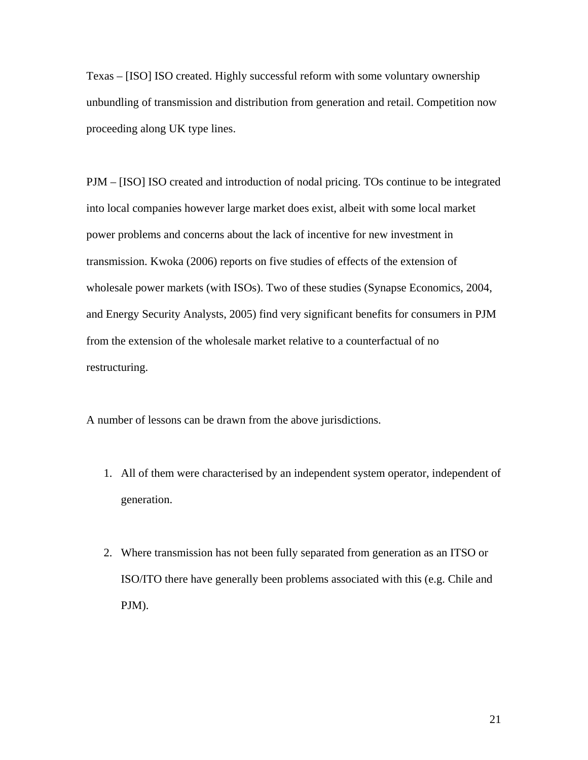Texas – [ISO] ISO created. Highly successful reform with some voluntary ownership unbundling of transmission and distribution from generation and retail. Competition now proceeding along UK type lines.

PJM – [ISO] ISO created and introduction of nodal pricing. TOs continue to be integrated into local companies however large market does exist, albeit with some local market power problems and concerns about the lack of incentive for new investment in transmission. Kwoka (2006) reports on five studies of effects of the extension of wholesale power markets (with ISOs). Two of these studies (Synapse Economics, 2004, and Energy Security Analysts, 2005) find very significant benefits for consumers in PJM from the extension of the wholesale market relative to a counterfactual of no restructuring.

A number of lessons can be drawn from the above jurisdictions.

1. All of them were characterised by an independent system operator, independent of generation.

2. Where transmission has not been fully separated from generation as an ITSO or ISO/ITO there have generally been problems associated with this (e.g. Chile and PJM).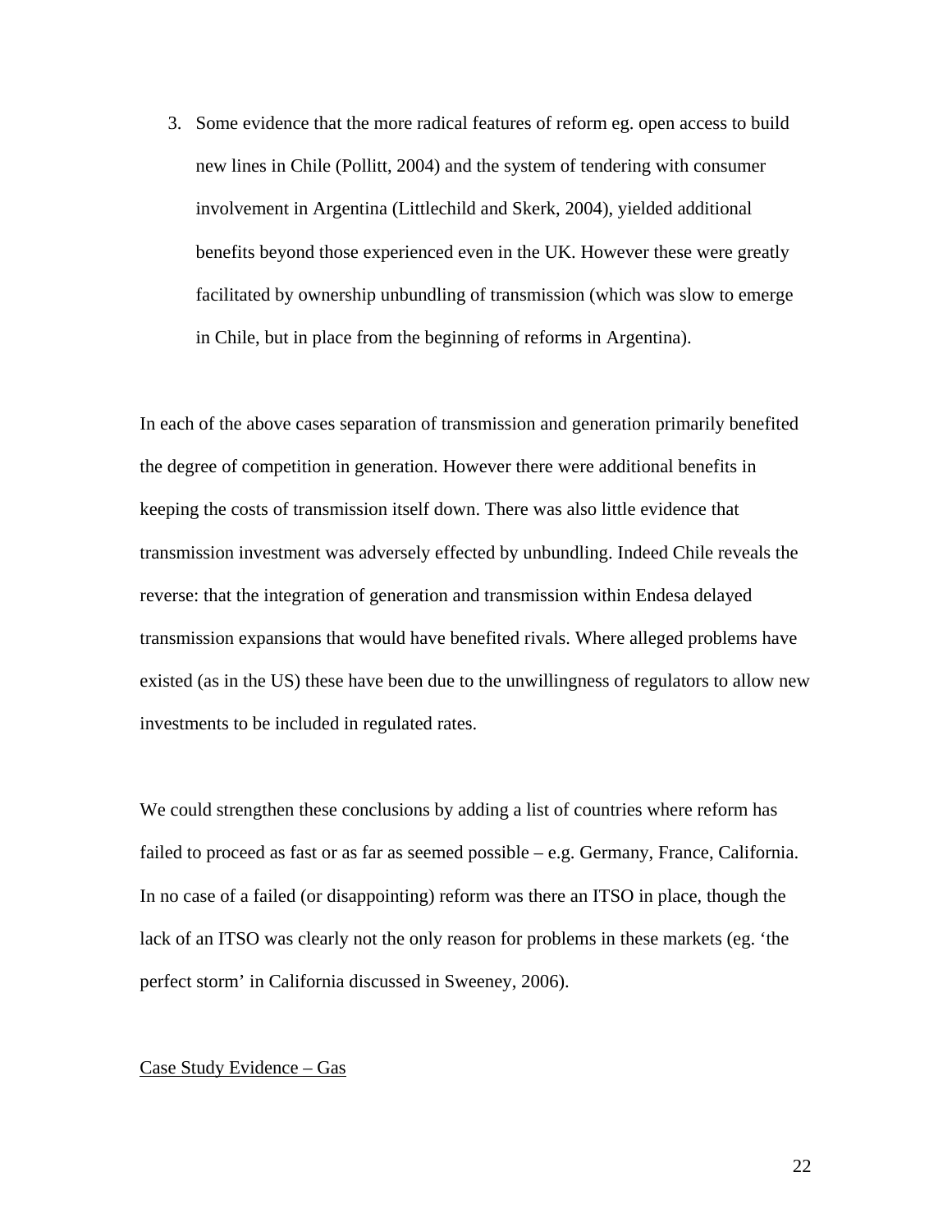3. Some evidence that the more radical features of reform eg. open access to build new lines in Chile (Pollitt, 2004) and the system of tendering with consumer involvement in Argentina (Littlechild and Skerk, 2004), yielded additional benefits beyond those experienced even in the UK. However these were greatly facilitated by ownership unbundling of transmission (which was slow to emerge in Chile, but in place from the beginning of reforms in Argentina).

In each of the above cases separation of transmission and generation primarily benefited the degree of competition in generation. However there were additional benefits in keeping the costs of transmission itself down. There was also little evidence that transmission investment was adversely effected by unbundling. Indeed Chile reveals the reverse: that the integration of generation and transmission within Endesa delayed transmission expansions that would have benefited rivals. Where alleged problems have existed (as in the US) these have been due to the unwillingness of regulators to allow new investments to be included in regulated rates.

We could strengthen these conclusions by adding a list of countries where reform has failed to proceed as fast or as far as seemed possible – e.g. Germany, France, California. In no case of a failed (or disappointing) reform was there an ITSO in place, though the lack of an ITSO was clearly not the only reason for problems in these markets (eg. 'the perfect storm' in California discussed in Sweeney, 2006).

Case Study Evidence – Gas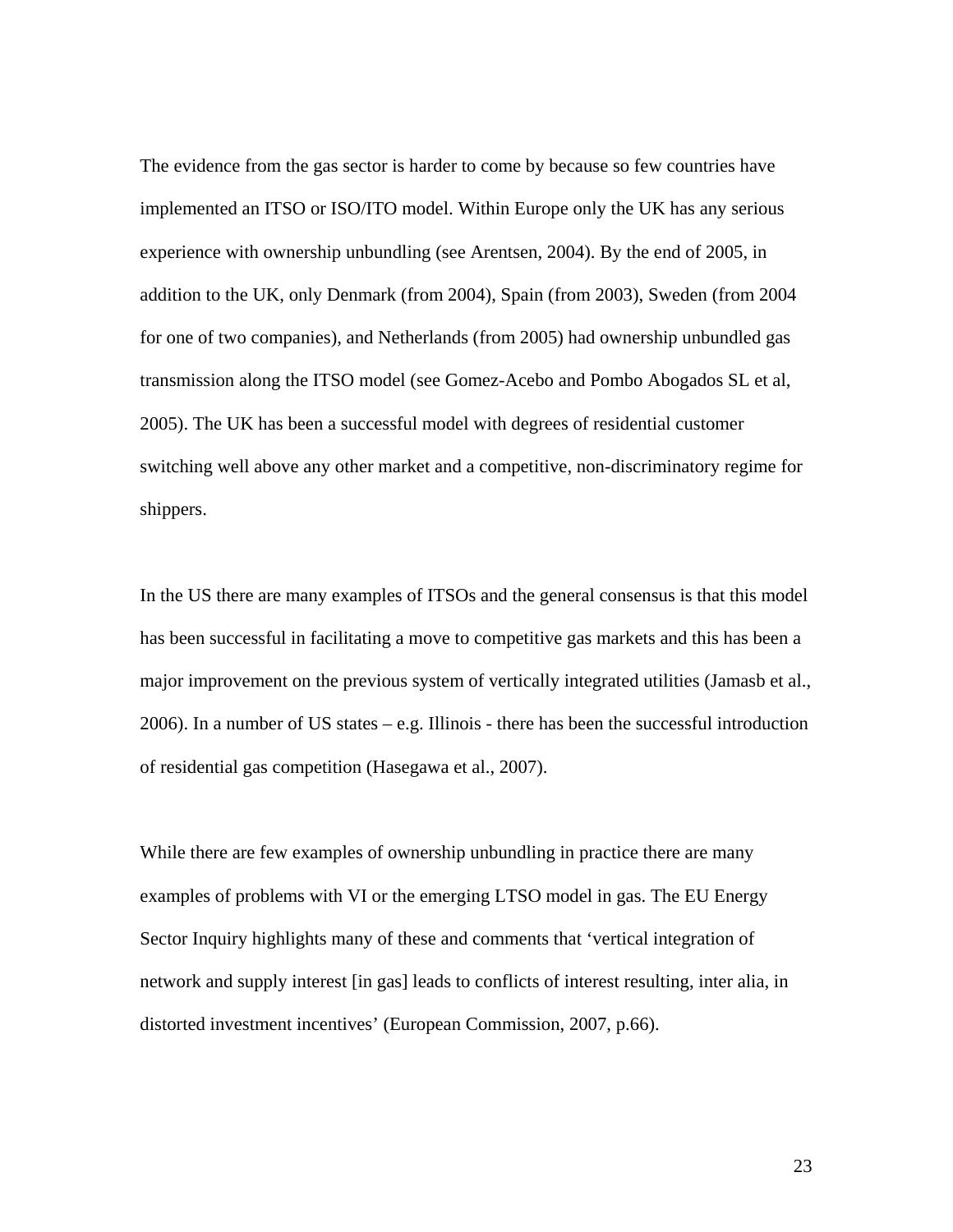The evidence from the gas sector is harder to come by because so few countries have implemented an ITSO or ISO/ITO model. Within Europe only the UK has any serious experience with ownership unbundling (see Arentsen, 2004). By the end of 2005, in addition to the UK, only Denmark (from 2004), Spain (from 2003), Sweden (from 2004 for one of two companies), and Netherlands (from 2005) had ownership unbundled gas transmission along the ITSO model (see Gomez-Acebo and Pombo Abogados SL et al, 2005). The UK has been a successful model with degrees of residential customer switching well above any other market and a competitive, non-discriminatory regime for shippers.

In the US there are many examples of ITSOs and the general consensus is that this model has been successful in facilitating a move to competitive gas markets and this has been a major improvement on the previous system of vertically integrated utilities (Jamasb et al., 2006). In a number of US states – e.g. Illinois - there has been the successful introduction of residential gas competition (Hasegawa et al., 2007).

While there are few examples of ownership unbundling in practice there are many examples of problems with VI or the emerging LTSO model in gas. The EU Energy Sector Inquiry highlights many of these and comments that 'vertical integration of network and supply interest [in gas] leads to conflicts of interest resulting, inter alia, in distorted investment incentives' (European Commission, 2007, p.66).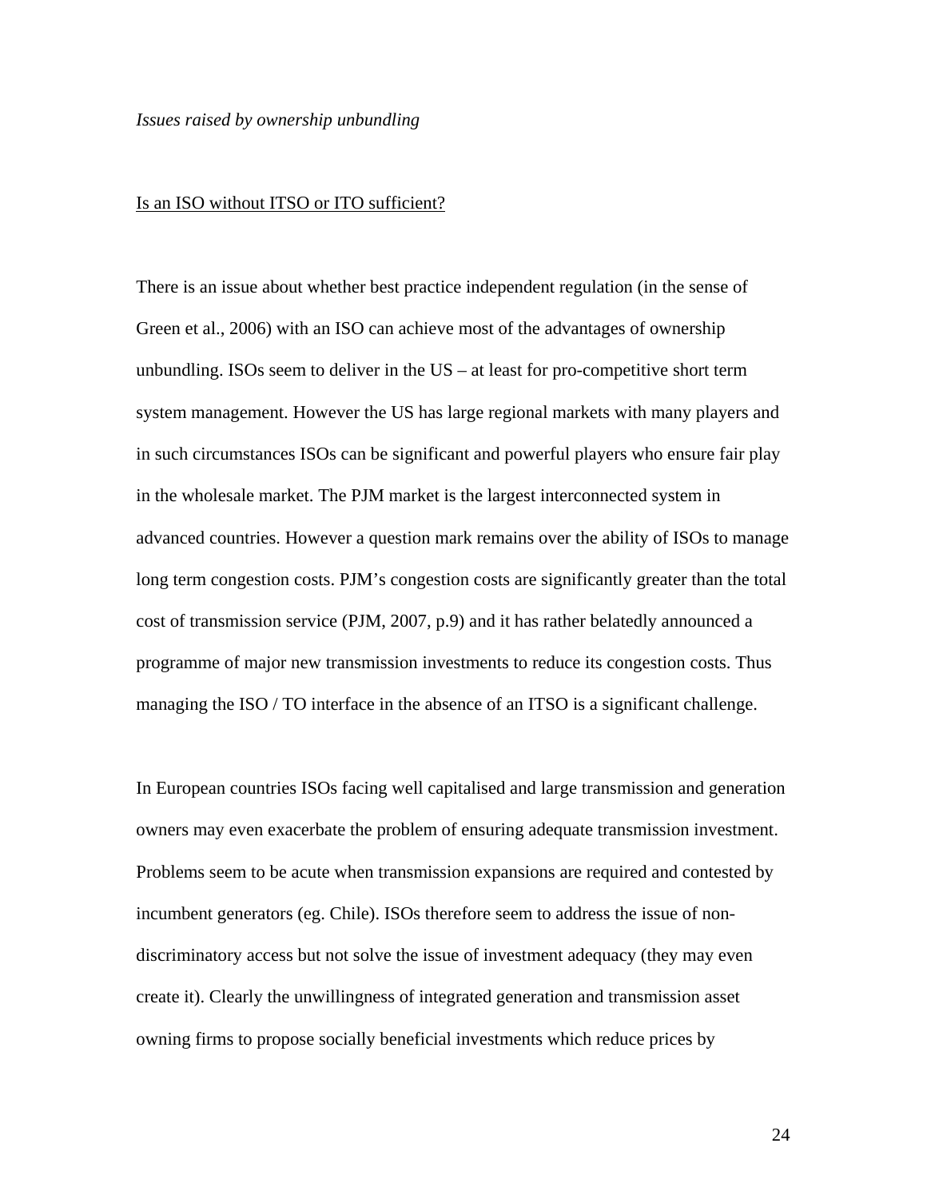*Issues raised by ownership unbundling*

<u>Is an ISO without ITSO or ITO sufficient?</u>

There is an issue about whether best practice independent regulation (in the sense of Green et al., 2006) with an ISO can achieve most of the advantages of ownership unbundling. ISOs seem to deliver in the US – at least for pro-competitive short term system management. However the US has large regional markets with many players and in such circumstances ISOs can be significant and powerful players who ensure fair play in the wholesale market. The PJM market is the largest interconnected system in advanced countries. However a question mark remains over the ability of ISOs to manage long term congestion costs. PJM's congestion costs are significantly greater than the total cost of transmission service (PJM, 2007, p.9) and it has rather belatedly announced a programme of major new transmission investments to reduce its congestion costs. Thus managing the ISO / TO interface in the absence of an ITSO is a significant challenge.

In European countries ISOs facing well capitalised and large transmission and generation owners may even exacerbate the problem of ensuring adequate transmission investment. Problems seem to be acute when transmission expansions are required and contested by incumbent generators (eg. Chile). ISOs therefore seem to address the issue of non-discriminatory access but not solve the issue of investment adequacy (they may even create it). Clearly the unwillingness of integrated generation and transmission asset owning firms to propose socially beneficial investments which reduce prices by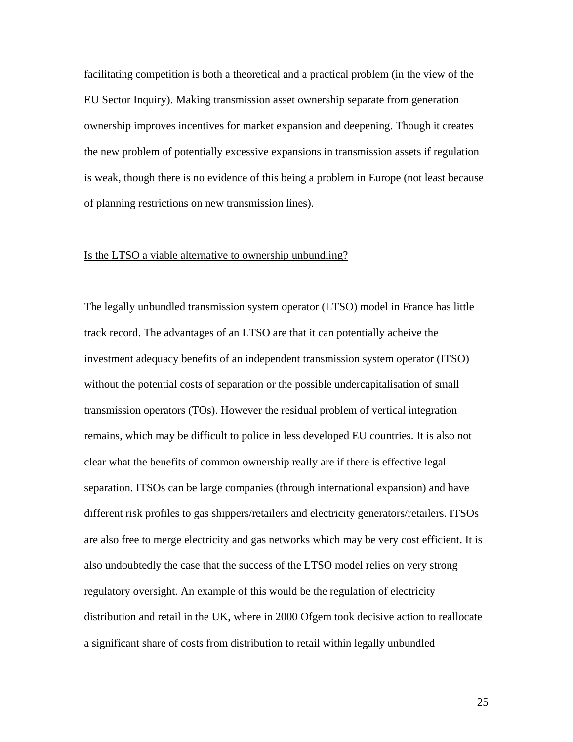facilitating competition is both a theoretical and a practical problem (in the view of the EU Sector Inquiry). Making transmission asset ownership separate from generation ownership improves incentives for market expansion and deepening. Though it creates the new problem of potentially excessive expansions in transmission assets if regulation is weak, though there is no evidence of this being a problem in Europe (not least because of planning restrictions on new transmission lines).

Is the LTSO a viable alternative to ownership unbundling?

The legally unbundled transmission system operator (LTSO) model in France has little track record. The advantages of an LTSO are that it can potentially acheive the investment adequacy benefits of an independent transmission system operator (ITSO) without the potential costs of separation or the possible undercapitalisation of small transmission operators (TOs). However the residual problem of vertical integration remains, which may be difficult to police in less developed EU countries. It is also not clear what the benefits of common ownership really are if there is effective legal separation. ITSOs can be large companies (through international expansion) and have different risk profiles to gas shippers/retailers and electricity generators/retailers. ITSOs are also free to merge electricity and gas networks which may be very cost efficient. It is also undoubtedly the case that the success of the LTSO model relies on very strong regulatory oversight. An example of this would be the regulation of electricity distribution and retail in the UK, where in 2000 Ofgem took decisive action to reallocate a significant share of costs from distribution to retail within legally unbundled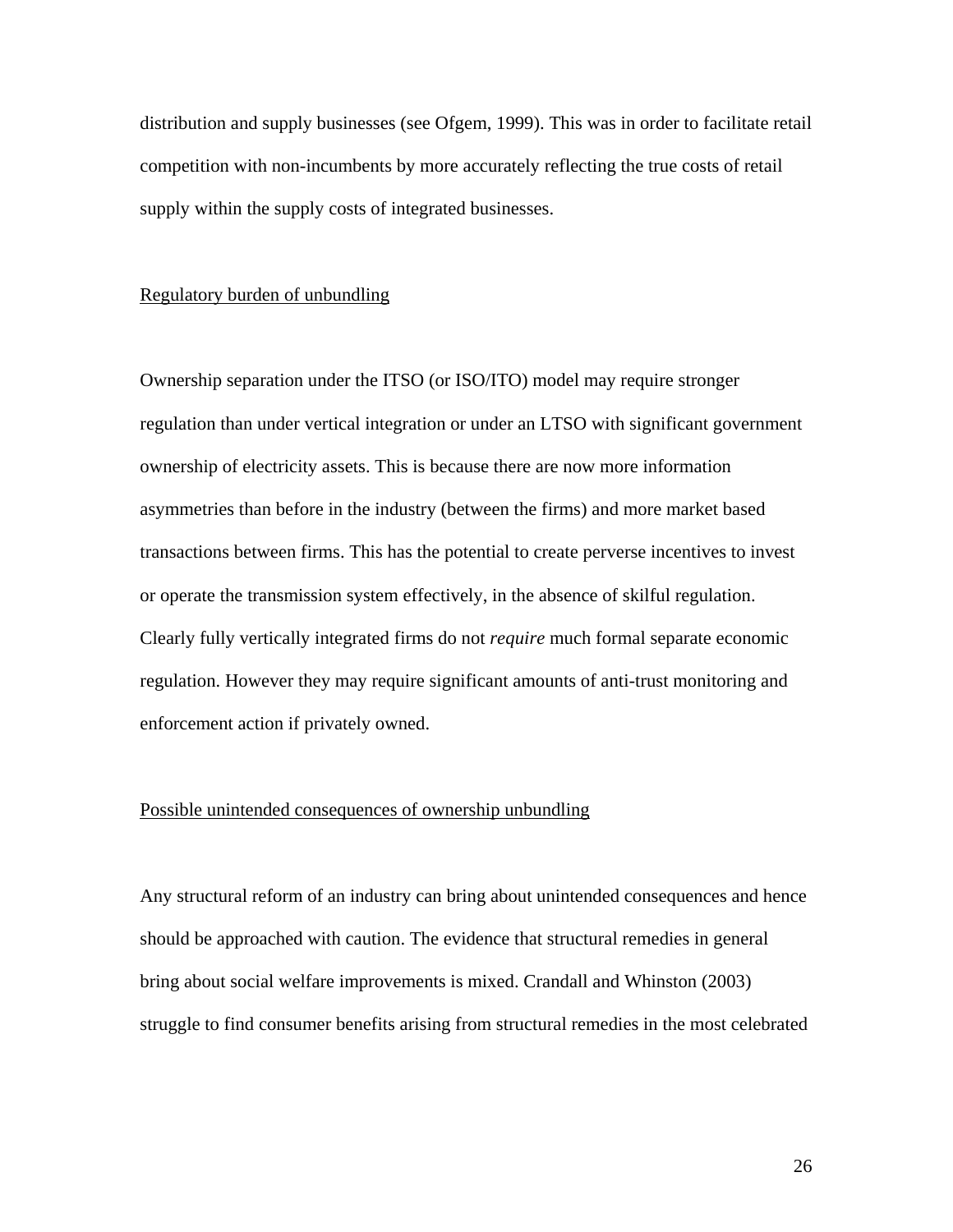distribution and supply businesses (see Ofgem, 1999). This was in order to facilitate retail competition with non-incumbents by more accurately reflecting the true costs of retail supply within the supply costs of integrated businesses.

Regulatory burden of unbundling

Ownership separation under the ITSO (or ISO/ITO) model may require stronger regulation than under vertical integration or under an LTSO with significant government ownership of electricity assets. This is because there are now more information asymmetries than before in the industry (between the firms) and more market based transactions between firms. This has the potential to create perverse incentives to invest or operate the transmission system effectively, in the absence of skilful regulation. Clearly fully vertically integrated firms do not *require* much formal separate economic regulation. However they may require significant amounts of anti-trust monitoring and enforcement action if privately owned.

Possible unintended consequences of ownership unbundling

Any structural reform of an industry can bring about unintended consequences and hence should be approached with caution. The evidence that structural remedies in general bring about social welfare improvements is mixed. Crandall and Whinston (2003) struggle to find consumer benefits arising from structural remedies in the most celebrated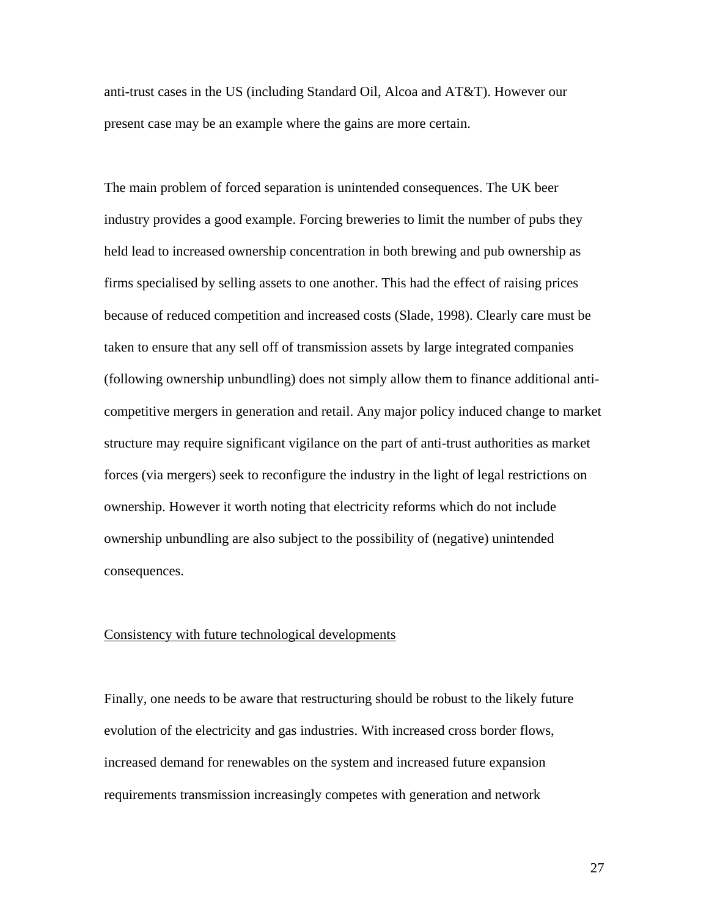anti-trust cases in the US (including Standard Oil, Alcoa and AT&T). However our present case may be an example where the gains are more certain.

The main problem of forced separation is unintended consequences. The UK beer industry provides a good example. Forcing breweries to limit the number of pubs they held lead to increased ownership concentration in both brewing and pub ownership as firms specialised by selling assets to one another. This had the effect of raising prices because of reduced competition and increased costs (Slade, 1998). Clearly care must be taken to ensure that any sell off of transmission assets by large integrated companies (following ownership unbundling) does not simply allow them to finance additional anti-competitive mergers in generation and retail. Any major policy induced change to market structure may require significant vigilance on the part of anti-trust authorities as market forces (via mergers) seek to reconfigure the industry in the light of legal restrictions on ownership. However it worth noting that electricity reforms which do not include ownership unbundling are also subject to the possibility of (negative) unintended consequences.

Consistency with future technological developments

Finally, one needs to be aware that restructuring should be robust to the likely future evolution of the electricity and gas industries. With increased cross border flows, increased demand for renewables on the system and increased future expansion requirements transmission increasingly competes with generation and network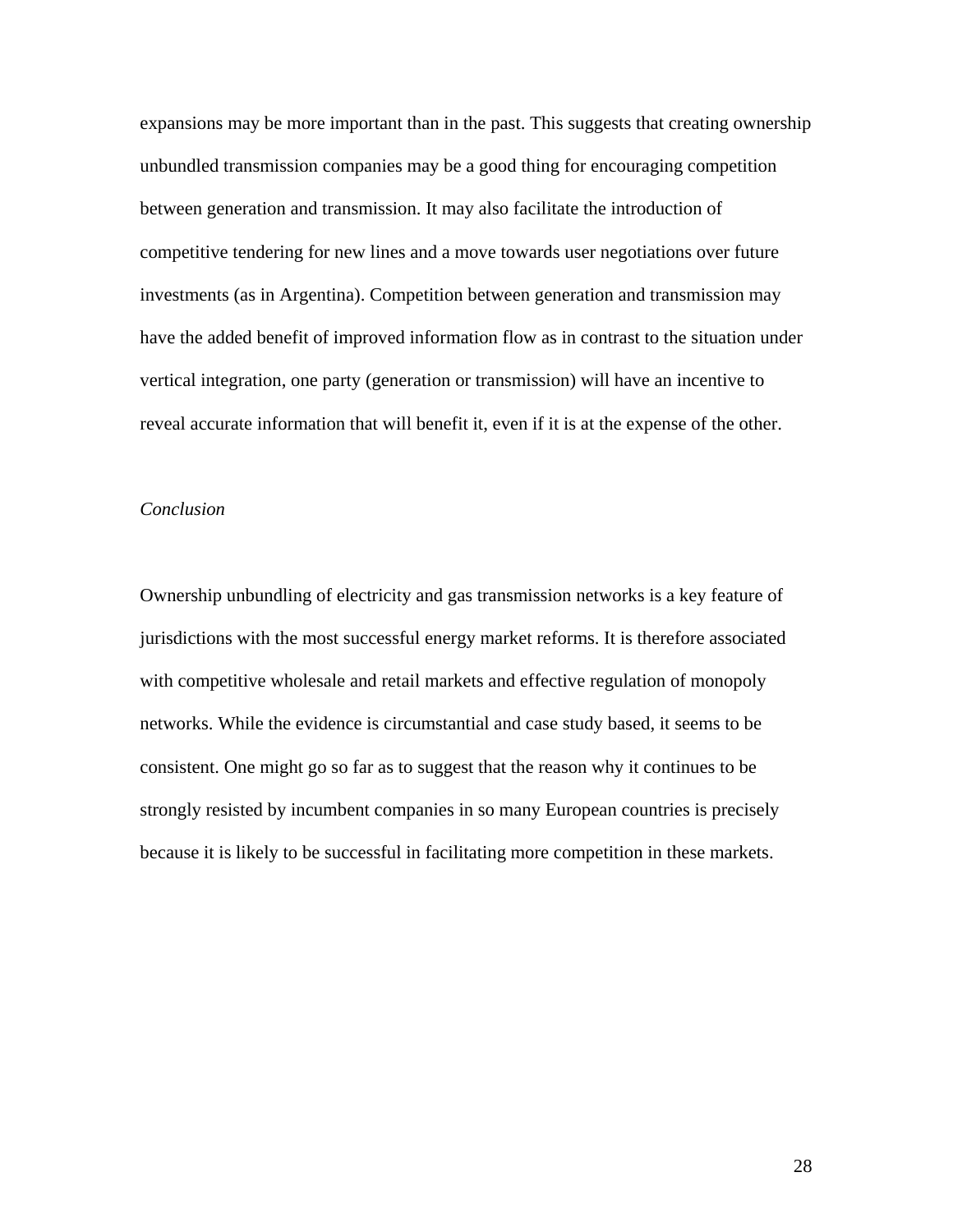expansions may be more important than in the past. This suggests that creating ownership unbundled transmission companies may be a good thing for encouraging competition between generation and transmission. It may also facilitate the introduction of competitive tendering for new lines and a move towards user negotiations over future investments (as in Argentina). Competition between generation and transmission may have the added benefit of improved information flow as in contrast to the situation under vertical integration, one party (generation or transmission) will have an incentive to reveal accurate information that will benefit it, even if it is at the expense of the other.

### *Conclusion*

Ownership unbundling of electricity and gas transmission networks is a key feature of jurisdictions with the most successful energy market reforms. It is therefore associated with competitive wholesale and retail markets and effective regulation of monopoly networks. While the evidence is circumstantial and case study based, it seems to be consistent. One might go so far as to suggest that the reason why it continues to be strongly resisted by incumbent companies in so many European countries is precisely because it is likely to be successful in facilitating more competition in these markets.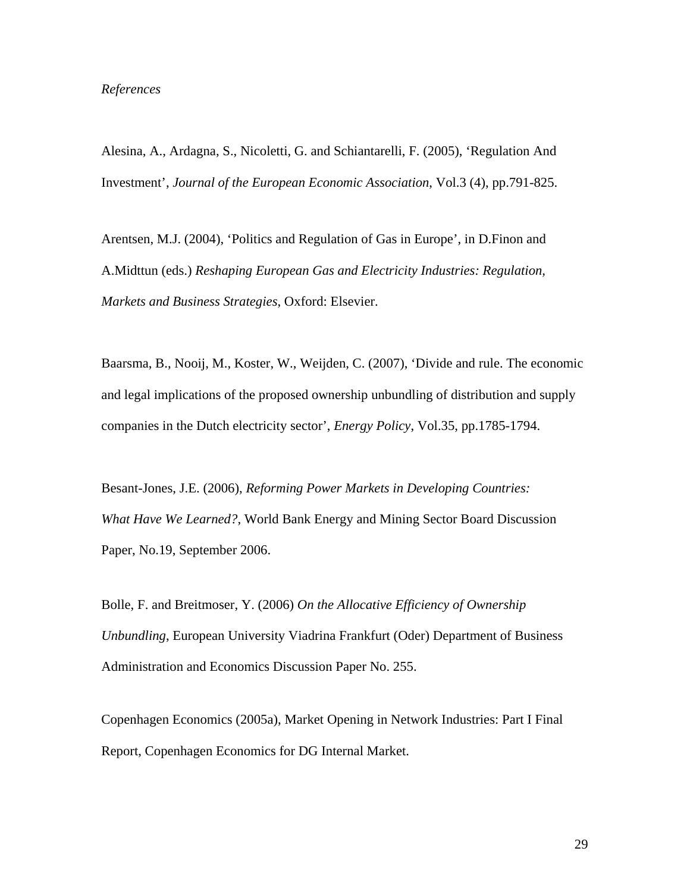*References*

Alesina, A., Ardagna, S., Nicoletti, G. and Schiantarelli, F. (2005), ‘Regulation And Investment’, *Journal of the European Economic Association*, Vol.3 (4), pp.791-825.

Arentsen, M.J. (2004), ‘Politics and Regulation of Gas in Europe’, in D.Finon and A.Midttun (eds.) *Reshaping European Gas and Electricity Industries: Regulation, Markets and Business Strategies*, Oxford: Elsevier.

Baarsma, B., Nooij, M., Koster, W., Weijden, C. (2007), ‘Divide and rule. The economic and legal implications of the proposed ownership unbundling of distribution and supply companies in the Dutch electricity sector’, *Energy Policy*, Vol.35, pp.1785-1794.

Besant-Jones, J.E. (2006), *Reforming Power Markets in Developing Countries: What Have We Learned?*, World Bank Energy and Mining Sector Board Discussion Paper, No.19, September 2006.

Bolle, F. and Breitmoser, Y. (2006) *On the Allocative Efficiency of Ownership Unbundling*, European University Viadrina Frankfurt (Oder) Department of Business Administration and Economics Discussion Paper No. 255.

Copenhagen Economics (2005a), Market Opening in Network Industries: Part I Final Report, Copenhagen Economics for DG Internal Market.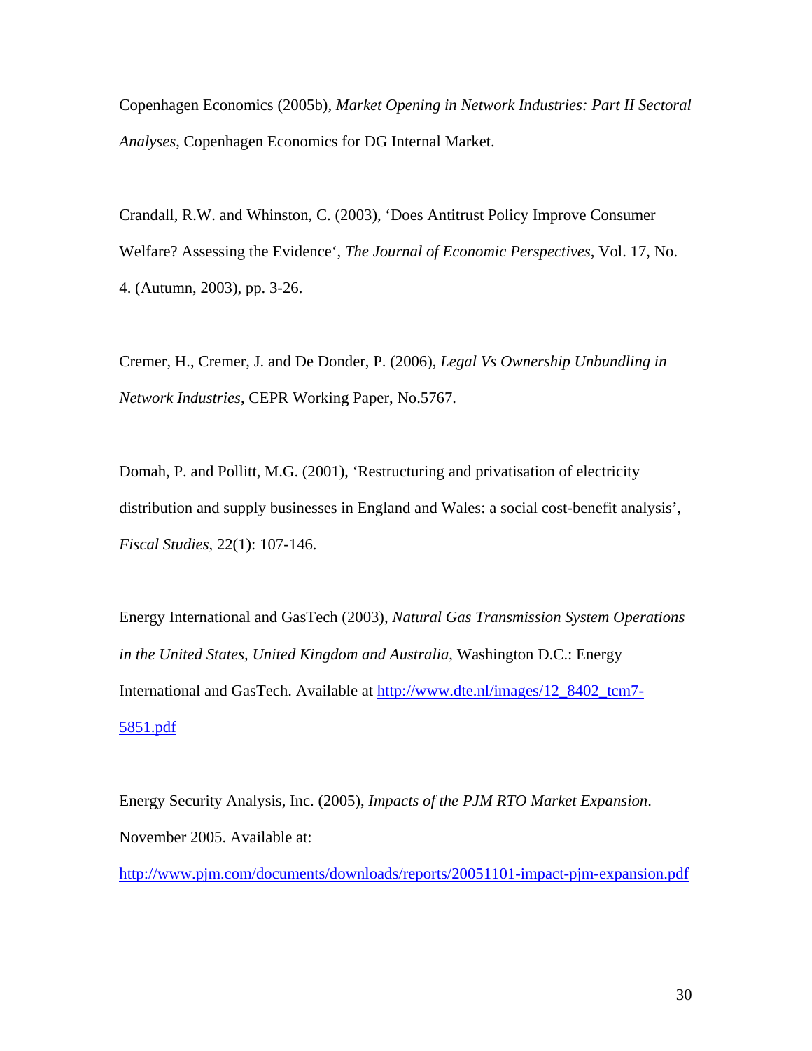Copenhagen Economics (2005b), *Market Opening in Network Industries: Part II Sectoral Analyses*, Copenhagen Economics for DG Internal Market.

Crandall, R.W. and Whinston, C. (2003), 'Does Antitrust Policy Improve Consumer Welfare? Assessing the Evidence', *The Journal of Economic Perspectives*, Vol. 17, No. 4. (Autumn, 2003), pp. 3-26.

Cremer, H., Cremer, J. and De Donder, P. (2006), *Legal Vs Ownership Unbundling in Network Industries*, CEPR Working Paper, No.5767.

Domah, P. and Pollitt, M.G. (2001), 'Restructuring and privatisation of electricity distribution and supply businesses in England and Wales: a social cost-benefit analysis', *Fiscal Studies*, 22(1): 107-146.

Energy International and GasTech (2003), *Natural Gas Transmission System Operations in the United States, United Kingdom and Australia*, Washington D.C.: Energy International and GasTech. Available at http://www.dte.nl/images/12_8402_tcm7-5851.pdf

Energy Security Analysis, Inc. (2005), *Impacts of the PJM RTO Market Expansion*. November 2005. Available at: http://www.pjm.com/documents/downloads/reports/20051101-impact-pjm-expansion.pdf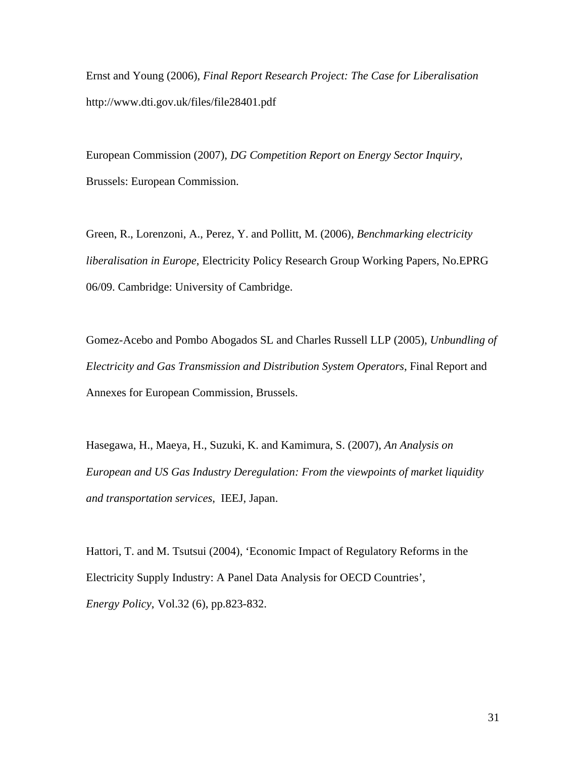Ernst and Young (2006), *Final Report Research Project: The Case for Liberalisation* http://www.dti.gov.uk/files/file28401.pdf

European Commission (2007), *DG Competition Report on Energy Sector Inquiry*, Brussels: European Commission.

Green, R., Lorenzoni, A., Perez, Y. and Pollitt, M. (2006), *Benchmarking electricity liberalisation in Europe*, Electricity Policy Research Group Working Papers, No.EPRG 06/09. Cambridge: University of Cambridge.

Gomez-Acebo and Pombo Abogados SL and Charles Russell LLP (2005), *Unbundling of Electricity and Gas Transmission and Distribution System Operators*, Final Report and Annexes for European Commission, Brussels.

Hasegawa, H., Maeya, H., Suzuki, K. and Kamimura, S. (2007), *An Analysis on European and US Gas Industry Deregulation: From the viewpoints of market liquidity and transportation services*, IEEJ, Japan.

Hattori, T. and M. Tsutsui (2004), 'Economic Impact of Regulatory Reforms in the Electricity Supply Industry: A Panel Data Analysis for OECD Countries', *Energy Policy*, Vol.32 (6), pp.823-832.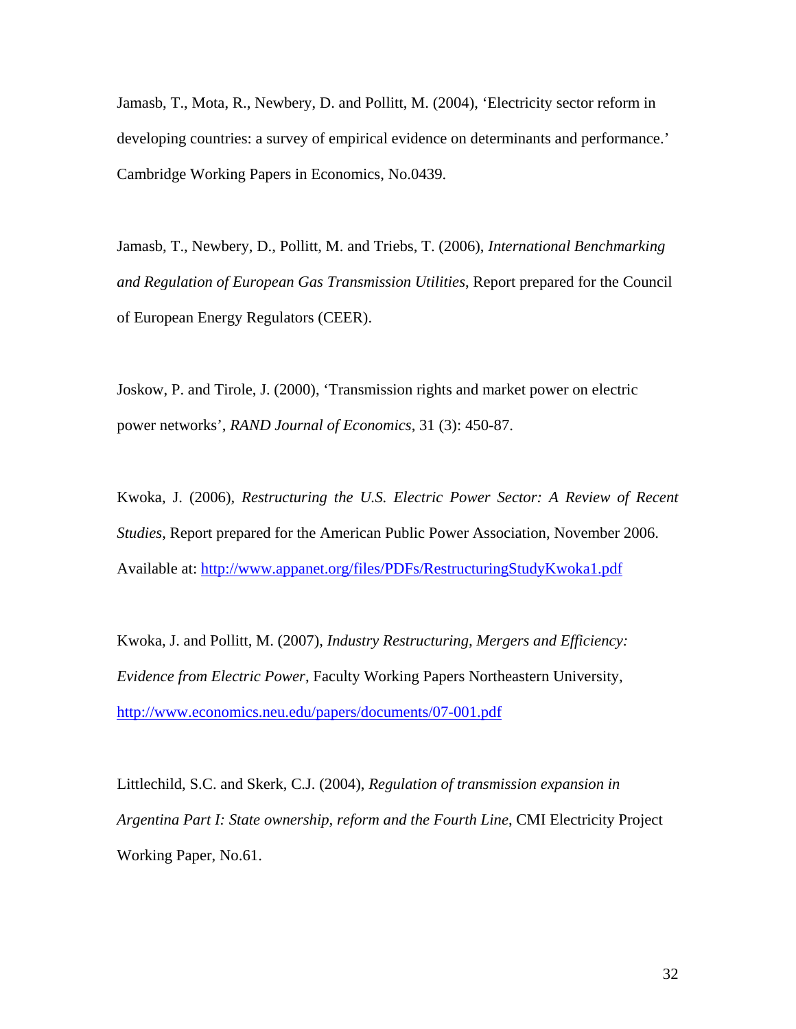Jamasb, T., Mota, R., Newbery, D. and Pollitt, M. (2004), 'Electricity sector reform in developing countries: a survey of empirical evidence on determinants and performance.' Cambridge Working Papers in Economics, No.0439.

Jamasb, T., Newbery, D., Pollitt, M. and Triebs, T. (2006), *International Benchmarking and Regulation of European Gas Transmission Utilities*, Report prepared for the Council of European Energy Regulators (CEER).

Joskow, P. and Tirole, J. (2000), 'Transmission rights and market power on electric power networks', *RAND Journal of Economics*, 31 (3): 450-87.

Kwoka, J. (2006), *Restructuring the U.S. Electric Power Sector: A Review of Recent Studies*, Report prepared for the American Public Power Association, November 2006. Available at: http://www.appanet.org/files/PDFs/RestructuringStudyKwoka1.pdf

Kwoka, J. and Pollitt, M. (2007), *Industry Restructuring, Mergers and Efficiency: Evidence from Electric Power*, Faculty Working Papers Northeastern University, http://www.economics.neu.edu/papers/documents/07-001.pdf

Littlechild, S.C. and Skerk, C.J. (2004), *Regulation of transmission expansion in Argentina Part I: State ownership, reform and the Fourth Line*, CMI Electricity Project Working Paper, No.61.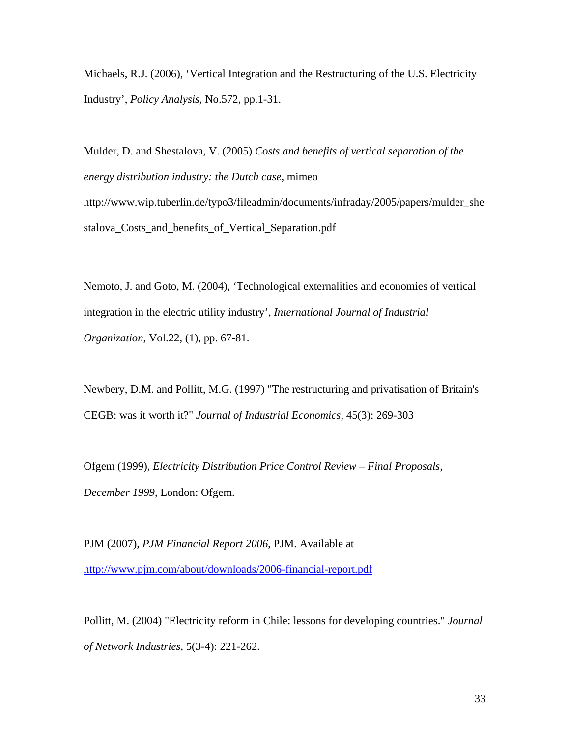Michaels, R.J. (2006), 'Vertical Integration and the Restructuring of the U.S. Electricity Industry', *Policy Analysis*, No.572, pp.1-31.

Mulder, D. and Shestalova, V. (2005) *Costs and benefits of vertical separation of the energy distribution industry: the Dutch case*, mimeo http://www.wip.tuberlin.de/typo3/fileadmin/documents/infraday/2005/papers/mulder_shestalova_Costs_and_benefits_of_Vertical_Separation.pdf

Nemoto, J. and Goto, M. (2004), 'Technological externalities and economies of vertical integration in the electric utility industry', *International Journal of Industrial Organization*, Vol.22, (1), pp. 67-81.

Newbery, D.M. and Pollitt, M.G. (1997) "The restructuring and privatisation of Britain's CEGB: was it worth it?" *Journal of Industrial Economics*, 45(3): 269-303

Ofgem (1999), *Electricity Distribution Price Control Review – Final Proposals, December 1999,* London: Ofgem.

PJM (2007), *PJM Financial Report 2006,* PJM. Available at http://www.pjm.com/about/downloads/2006-financial-report.pdf

Pollitt, M. (2004) "Electricity reform in Chile: lessons for developing countries." *Journal of Network Industries*, 5(3-4): 221-262.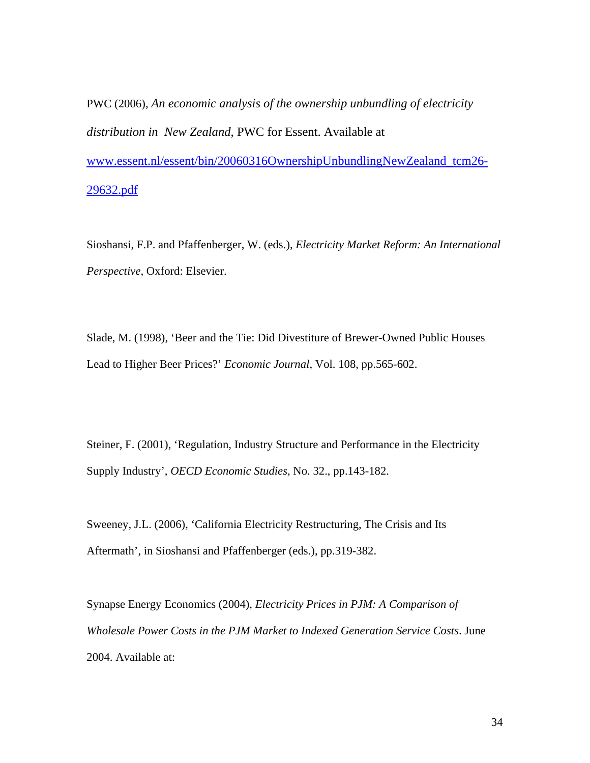PWC (2006), *An economic analysis of the ownership unbundling of electricity distribution in New Zealand*, PWC for Essent. Available at [www.essent.nl/essent/bin/20060316OwnershipUnbundlingNewZealand_tcm26-29632.pdf](www.essent.nl/essent/bin/20060316OwnershipUnbundlingNewZealand_tcm26-29632.pdf)

Sioshansi, F.P. and Pfaffenberger, W. (eds.), *Electricity Market Reform: An International Perspective*, Oxford: Elsevier.

Slade, M. (1998), 'Beer and the Tie: Did Divestiture of Brewer-Owned Public Houses Lead to Higher Beer Prices?' *Economic Journal*, Vol. 108, pp.565-602.

Steiner, F. (2001), 'Regulation, Industry Structure and Performance in the Electricity Supply Industry', *OECD Economic Studies*, No. 32., pp.143-182.

Sweeney, J.L. (2006), 'California Electricity Restructuring, The Crisis and Its Aftermath', in Sioshansi and Pfaffenberger (eds.), pp.319-382.

Synapse Energy Economics (2004), *Electricity Prices in PJM: A Comparison of Wholesale Power Costs in the PJM Market to Indexed Generation Service Costs*. June 2004. Available at: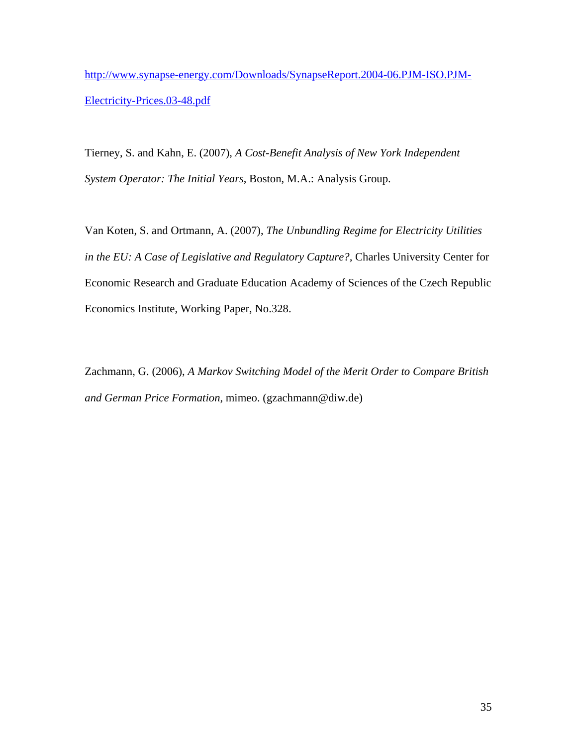http://www.synapse-energy.com/Downloads/SynapseReport.2004-06.PJM-ISO.PJM-Electricity-Prices.03-48.pdf

Tierney, S. and Kahn, E. (2007), *A Cost-Benefit Analysis of New York Independent System Operator: The Initial Years*, Boston, M.A.: Analysis Group.

Van Koten, S. and Ortmann, A. (2007), *The Unbundling Regime for Electricity Utilities in the EU: A Case of Legislative and Regulatory Capture?*, Charles University Center for Economic Research and Graduate Education Academy of Sciences of the Czech Republic Economics Institute, Working Paper, No.328.

Zachmann, G. (2006), *A Markov Switching Model of the Merit Order to Compare British and German Price Formation*, mimeo. (gzachmann@diw.de)